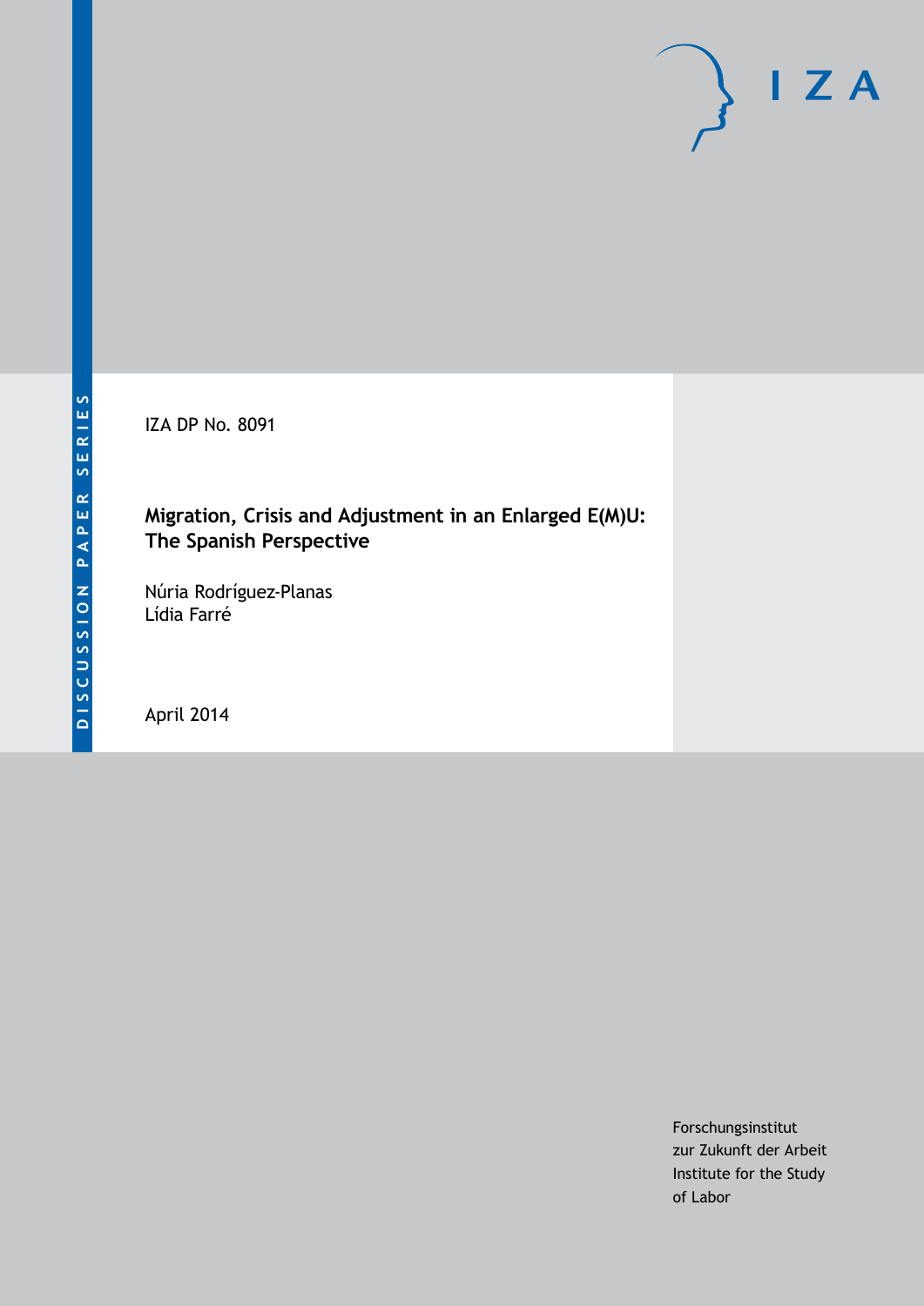DISCUSSION PAPER SERIES

IZA DP No. 8091

# Migration, Crisis and Adjustment in an Enlarged E(M)U: The Spanish Perspective

Núria Rodríguez-Planas
Lídia Farré

April 2014

Forschungsinstitut
zur Zukunft der Arbeit
Institute for the Study
of Labor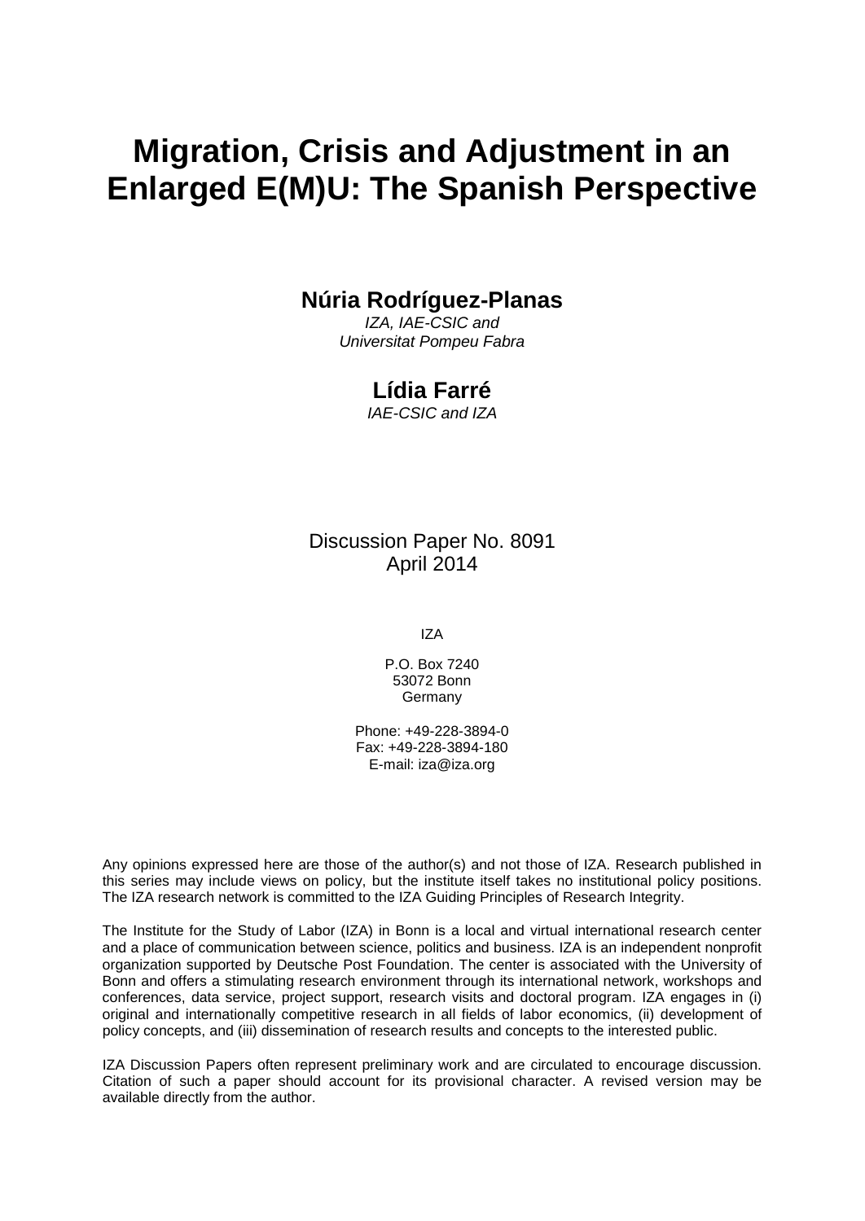# Migration, Crisis and Adjustment in an Enlarged E(M)U: The Spanish Perspective

**Núria Rodríguez-Planas**

*IZA, IAE-CSIC and Universitat Pompeu Fabra*

**Lídia Farré**

*IAE-CSIC and IZA*

Discussion Paper No. 8091
April 2014

IZA

P.O. Box 7240
53072 Bonn
Germany

Phone: +49-228-3894-0
Fax: +49-228-3894-180
E-mail: iza@iza.org

Any opinions expressed here are those of the author(s) and not those of IZA. Research published in this series may include views on policy, but the institute itself takes no institutional policy positions. The IZA research network is committed to the IZA Guiding Principles of Research Integrity.

The Institute for the Study of Labor (IZA) in Bonn is a local and virtual international research center and a place of communication between science, politics and business. IZA is an independent nonprofit organization supported by Deutsche Post Foundation. The center is associated with the University of Bonn and offers a stimulating research environment through its international network, workshops and conferences, data service, project support, research visits and doctoral program. IZA engages in (i) original and internationally competitive research in all fields of labor economics, (ii) development of policy concepts, and (iii) dissemination of research results and concepts to the interested public.

IZA Discussion Papers often represent preliminary work and are circulated to encourage discussion. Citation of such a paper should account for its provisional character. A revised version may be available directly from the author.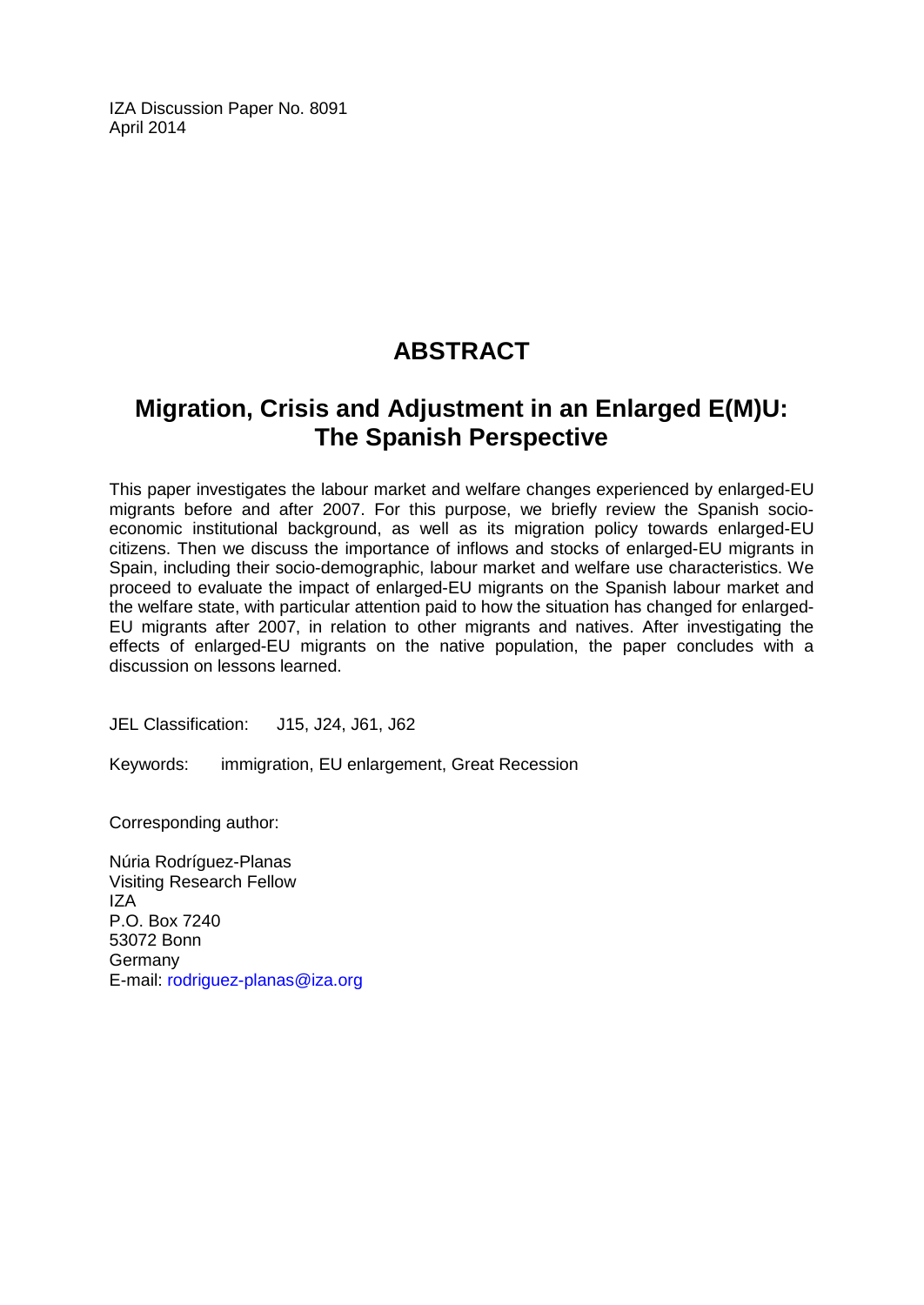IZA Discussion Paper No. 8091
April 2014

# ABSTRACT

## Migration, Crisis and Adjustment in an Enlarged E(M)U: The Spanish Perspective

This paper investigates the labour market and welfare changes experienced by enlarged-EU migrants before and after 2007. For this purpose, we briefly review the Spanish socio-economic institutional background, as well as its migration policy towards enlarged-EU citizens. Then we discuss the importance of inflows and stocks of enlarged-EU migrants in Spain, including their socio-demographic, labour market and welfare use characteristics. We proceed to evaluate the impact of enlarged-EU migrants on the Spanish labour market and the welfare state, with particular attention paid to how the situation has changed for enlarged-EU migrants after 2007, in relation to other migrants and natives. After investigating the effects of enlarged-EU migrants on the native population, the paper concludes with a discussion on lessons learned.

JEL Classification: J15, J24, J61, J62

Keywords: immigration, EU enlargement, Great Recession

Corresponding author:

Núria Rodríguez-Planas
Visiting Research Fellow
IZA
P.O. Box 7240
53072 Bonn
Germany
E-mail: rodriguez-planas@iza.org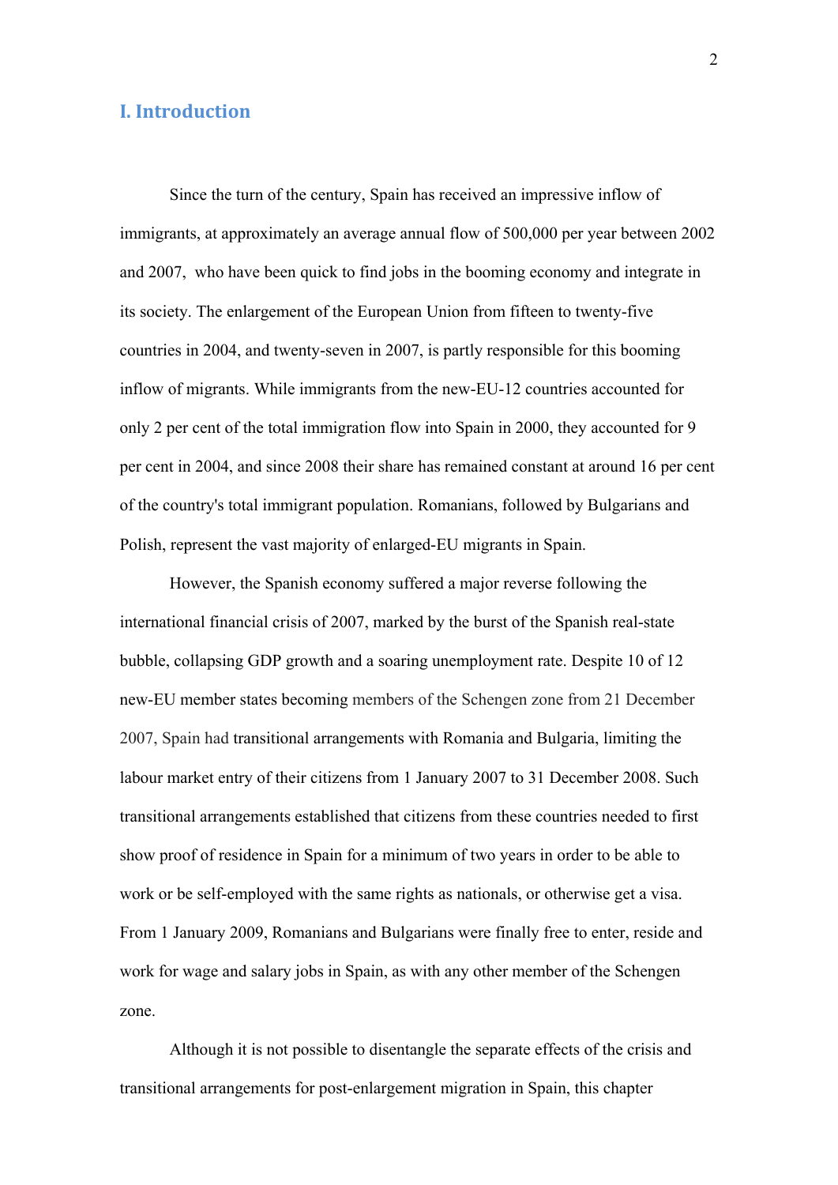# I. Introduction

Since the turn of the century, Spain has received an impressive inflow of immigrants, at approximately an average annual flow of 500,000 per year between 2002 and 2007, who have been quick to find jobs in the booming economy and integrate in its society. The enlargement of the European Union from fifteen to twenty-five countries in 2004, and twenty-seven in 2007, is partly responsible for this booming inflow of migrants. While immigrants from the new-EU-12 countries accounted for only 2 per cent of the total immigration flow into Spain in 2000, they accounted for 9 per cent in 2004, and since 2008 their share has remained constant at around 16 per cent of the country's total immigrant population. Romanians, followed by Bulgarians and Polish, represent the vast majority of enlarged-EU migrants in Spain.

However, the Spanish economy suffered a major reverse following the international financial crisis of 2007, marked by the burst of the Spanish real-state bubble, collapsing GDP growth and a soaring unemployment rate. Despite 10 of 12 new-EU member states becoming members of the Schengen zone from 21 December 2007, Spain had transitional arrangements with Romania and Bulgaria, limiting the labour market entry of their citizens from 1 January 2007 to 31 December 2008. Such transitional arrangements established that citizens from these countries needed to first show proof of residence in Spain for a minimum of two years in order to be able to work or be self-employed with the same rights as nationals, or otherwise get a visa. From 1 January 2009, Romanians and Bulgarians were finally free to enter, reside and work for wage and salary jobs in Spain, as with any other member of the Schengen zone.

Although it is not possible to disentangle the separate effects of the crisis and transitional arrangements for post-enlargement migration in Spain, this chapter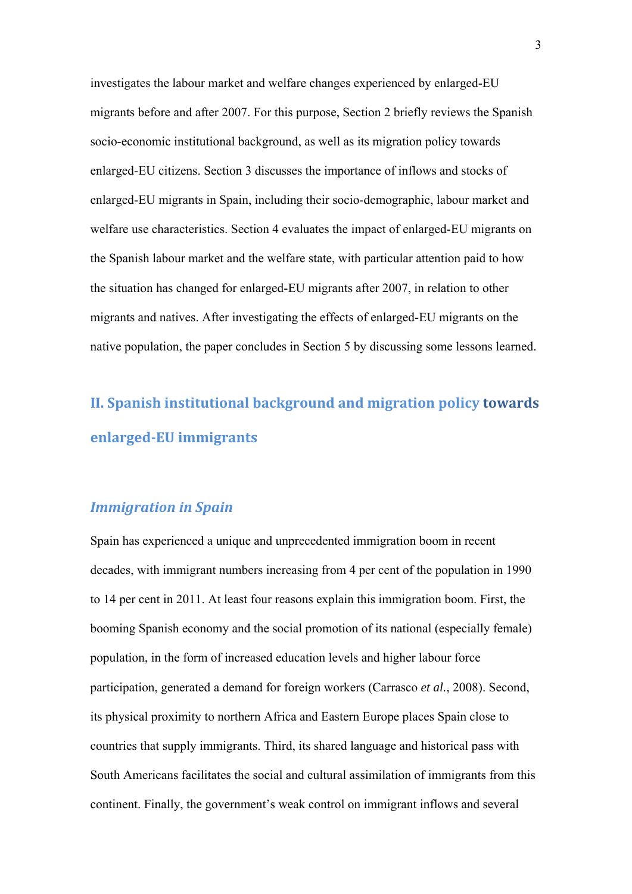investigates the labour market and welfare changes experienced by enlarged-EU migrants before and after 2007. For this purpose, Section 2 briefly reviews the Spanish socio-economic institutional background, as well as its migration policy towards enlarged-EU citizens. Section 3 discusses the importance of inflows and stocks of enlarged-EU migrants in Spain, including their socio-demographic, labour market and welfare use characteristics. Section 4 evaluates the impact of enlarged-EU migrants on the Spanish labour market and the welfare state, with particular attention paid to how the situation has changed for enlarged-EU migrants after 2007, in relation to other migrants and natives. After investigating the effects of enlarged-EU migrants on the native population, the paper concludes in Section 5 by discussing some lessons learned.

## II. Spanish institutional background and migration policy towards enlarged-EU immigrants

### *Immigration in Spain*

Spain has experienced a unique and unprecedented immigration boom in recent decades, with immigrant numbers increasing from 4 per cent of the population in 1990 to 14 per cent in 2011. At least four reasons explain this immigration boom. First, the booming Spanish economy and the social promotion of its national (especially female) population, in the form of increased education levels and higher labour force participation, generated a demand for foreign workers (Carrasco *et al.*, 2008). Second, its physical proximity to northern Africa and Eastern Europe places Spain close to countries that supply immigrants. Third, its shared language and historical pass with South Americans facilitates the social and cultural assimilation of immigrants from this continent. Finally, the government's weak control on immigrant inflows and several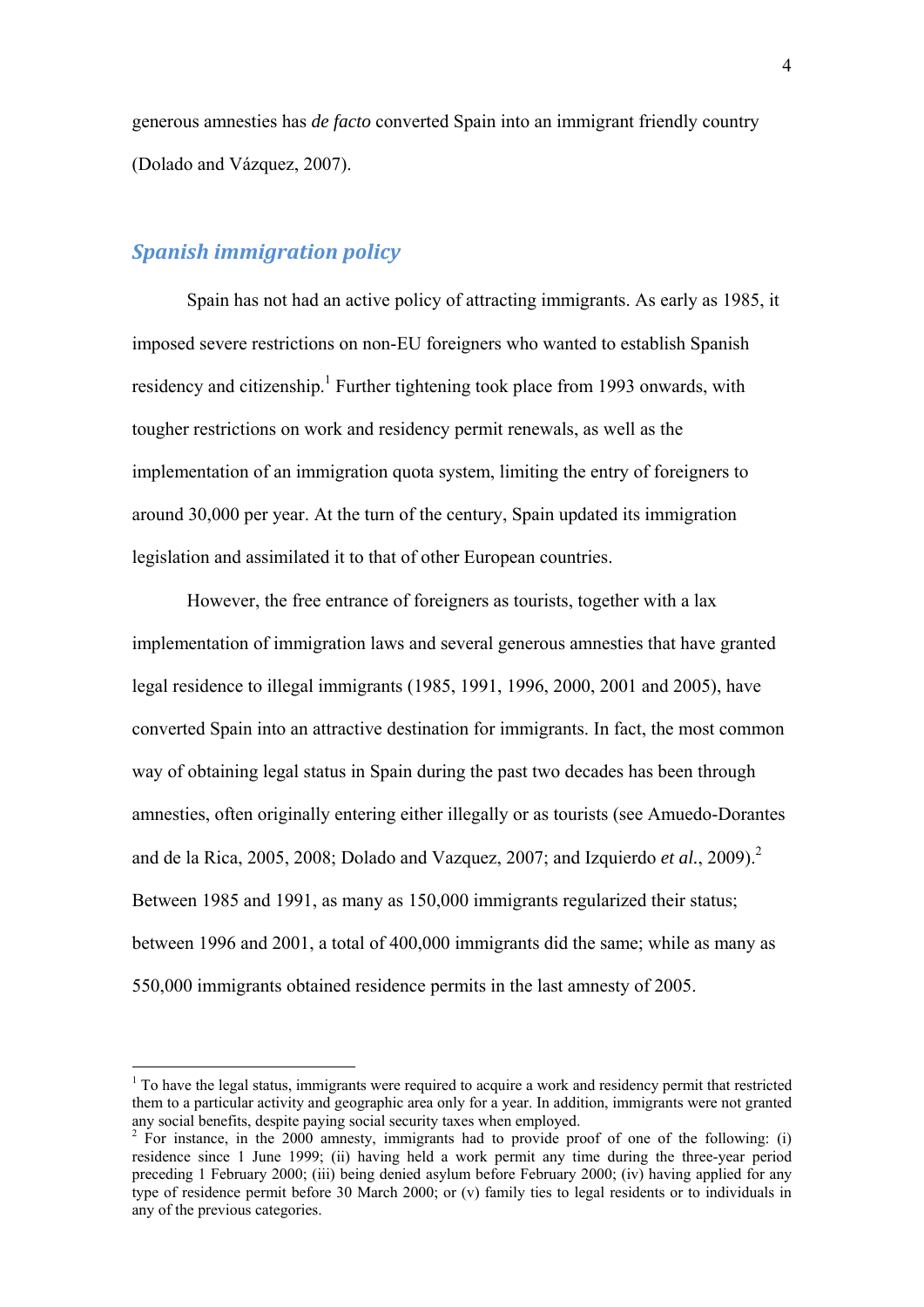generous amnesties has *de facto* converted Spain into an immigrant friendly country (Dolado and Vázquez, 2007).

## *Spanish immigration policy*

Spain has not had an active policy of attracting immigrants. As early as 1985, it imposed severe restrictions on non-EU foreigners who wanted to establish Spanish residency and citizenship.[1] Further tightening took place from 1993 onwards, with tougher restrictions on work and residency permit renewals, as well as the implementation of an immigration quota system, limiting the entry of foreigners to around 30,000 per year. At the turn of the century, Spain updated its immigration legislation and assimilated it to that of other European countries.

However, the free entrance of foreigners as tourists, together with a lax implementation of immigration laws and several generous amnesties that have granted legal residence to illegal immigrants (1985, 1991, 1996, 2000, 2001 and 2005), have converted Spain into an attractive destination for immigrants. In fact, the most common way of obtaining legal status in Spain during the past two decades has been through amnesties, often originally entering either illegally or as tourists (see Amuedo-Dorantes and de la Rica, 2005, 2008; Dolado and Vazquez, 2007; and Izquierdo *et al.*, 2009).[2] Between 1985 and 1991, as many as 150,000 immigrants regularized their status; between 1996 and 2001, a total of 400,000 immigrants did the same; while as many as 550,000 immigrants obtained residence permits in the last amnesty of 2005.

---

[1] To have the legal status, immigrants were required to acquire a work and residency permit that restricted them to a particular activity and geographic area only for a year. In addition, immigrants were not granted any social benefits, despite paying social security taxes when employed.

[2] For instance, in the 2000 amnesty, immigrants had to provide proof of one of the following: (i) residence since 1 June 1999; (ii) having held a work permit any time during the three-year period preceding 1 February 2000; (iii) being denied asylum before February 2000; (iv) having applied for any type of residence permit before 30 March 2000; or (v) family ties to legal residents or to individuals in any of the previous categories.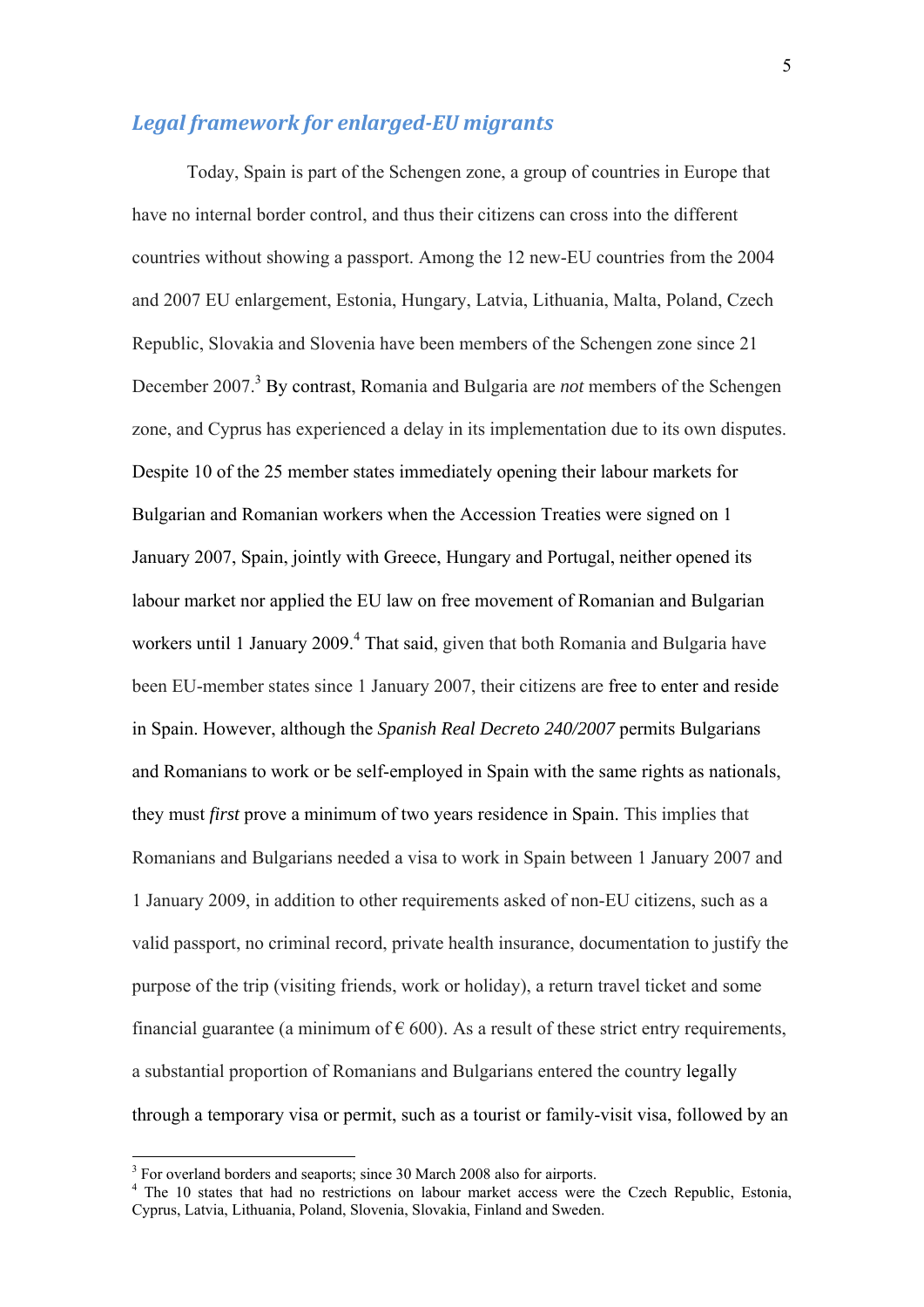## *Legal framework for enlarged-EU migrants*

Today, Spain is part of the Schengen zone, a group of countries in Europe that have no internal border control, and thus their citizens can cross into the different countries without showing a passport. Among the 12 new-EU countries from the 2004 and 2007 EU enlargement, Estonia, Hungary, Latvia, Lithuania, Malta, Poland, Czech Republic, Slovakia and Slovenia have been members of the Schengen zone since 21 December 2007.[3] By contrast, Romania and Bulgaria are *not* members of the Schengen zone, and Cyprus has experienced a delay in its implementation due to its own disputes. Despite 10 of the 25 member states immediately opening their labour markets for Bulgarian and Romanian workers when the Accession Treaties were signed on 1 January 2007, Spain, jointly with Greece, Hungary and Portugal, neither opened its labour market nor applied the EU law on free movement of Romanian and Bulgarian workers until 1 January 2009.[4] That said, given that both Romania and Bulgaria have been EU-member states since 1 January 2007, their citizens are free to enter and reside in Spain. However, although the *Spanish Real Decreto 240/2007* permits Bulgarians and Romanians to work or be self-employed in Spain with the same rights as nationals, they must *first* prove a minimum of two years residence in Spain. This implies that Romanians and Bulgarians needed a visa to work in Spain between 1 January 2007 and 1 January 2009, in addition to other requirements asked of non-EU citizens, such as a valid passport, no criminal record, private health insurance, documentation to justify the purpose of the trip (visiting friends, work or holiday), a return travel ticket and some financial guarantee (a minimum of € 600). As a result of these strict entry requirements, a substantial proportion of Romanians and Bulgarians entered the country legally through a temporary visa or permit, such as a tourist or family-visit visa, followed by an

---

[3] For overland borders and seaports; since 30 March 2008 also for airports.

[4] The 10 states that had no restrictions on labour market access were the Czech Republic, Estonia, Cyprus, Latvia, Lithuania, Poland, Slovenia, Slovakia, Finland and Sweden.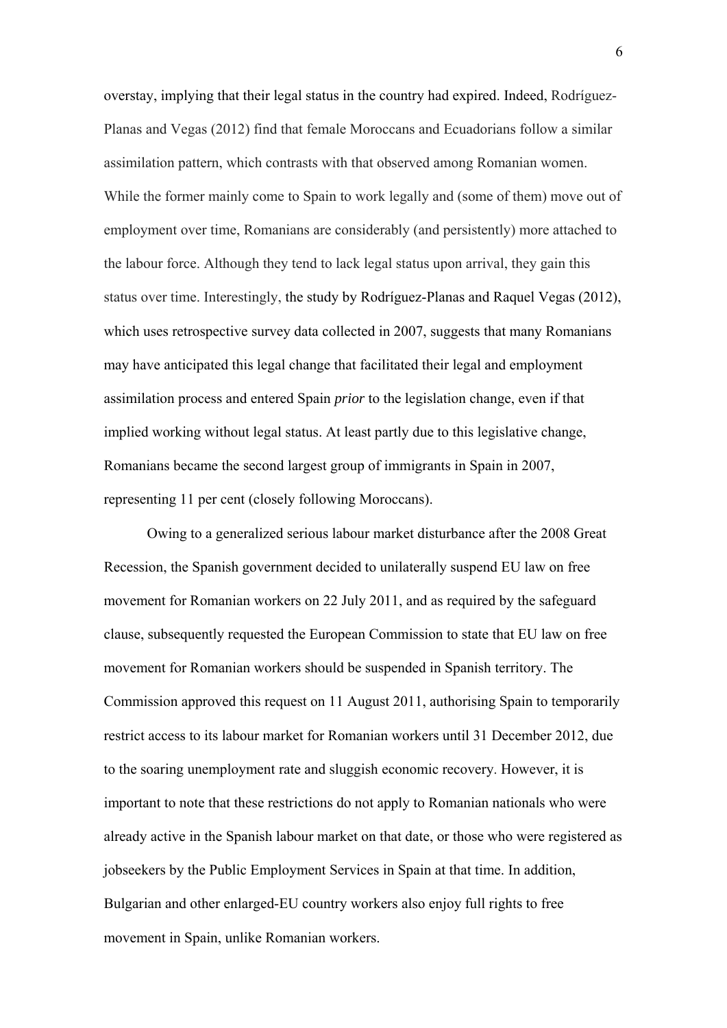overstay, implying that their legal status in the country had expired. Indeed, Rodríguez-Planas and Vegas (2012) find that female Moroccans and Ecuadorians follow a similar assimilation pattern, which contrasts with that observed among Romanian women. While the former mainly come to Spain to work legally and (some of them) move out of employment over time, Romanians are considerably (and persistently) more attached to the labour force. Although they tend to lack legal status upon arrival, they gain this status over time. Interestingly, the study by Rodríguez-Planas and Raquel Vegas (2012), which uses retrospective survey data collected in 2007, suggests that many Romanians may have anticipated this legal change that facilitated their legal and employment assimilation process and entered Spain *prior* to the legislation change, even if that implied working without legal status. At least partly due to this legislative change, Romanians became the second largest group of immigrants in Spain in 2007, representing 11 per cent (closely following Moroccans).

Owing to a generalized serious labour market disturbance after the 2008 Great Recession, the Spanish government decided to unilaterally suspend EU law on free movement for Romanian workers on 22 July 2011, and as required by the safeguard clause, subsequently requested the European Commission to state that EU law on free movement for Romanian workers should be suspended in Spanish territory. The Commission approved this request on 11 August 2011, authorising Spain to temporarily restrict access to its labour market for Romanian workers until 31 December 2012, due to the soaring unemployment rate and sluggish economic recovery. However, it is important to note that these restrictions do not apply to Romanian nationals who were already active in the Spanish labour market on that date, or those who were registered as jobseekers by the Public Employment Services in Spain at that time. In addition, Bulgarian and other enlarged-EU country workers also enjoy full rights to free movement in Spain, unlike Romanian workers.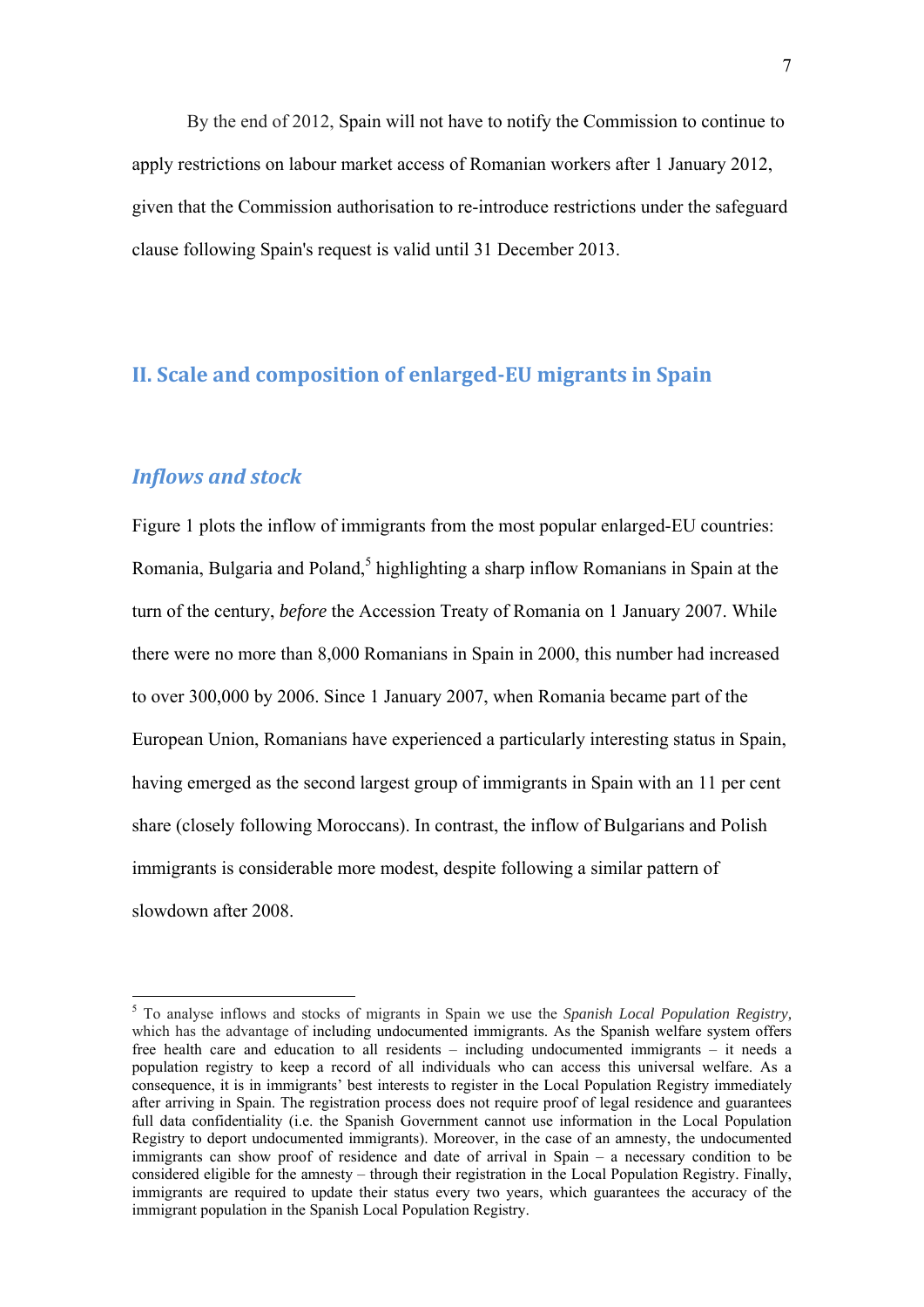By the end of 2012, Spain will not have to notify the Commission to continue to apply restrictions on labour market access of Romanian workers after 1 January 2012, given that the Commission authorisation to re-introduce restrictions under the safeguard clause following Spain's request is valid until 31 December 2013.

## II. Scale and composition of enlarged-EU migrants in Spain

### *Inflows and stock*

Figure 1 plots the inflow of immigrants from the most popular enlarged-EU countries: Romania, Bulgaria and Poland,[5] highlighting a sharp inflow Romanians in Spain at the turn of the century, *before* the Accession Treaty of Romania on 1 January 2007. While there were no more than 8,000 Romanians in Spain in 2000, this number had increased to over 300,000 by 2006. Since 1 January 2007, when Romania became part of the European Union, Romanians have experienced a particularly interesting status in Spain, having emerged as the second largest group of immigrants in Spain with an 11 per cent share (closely following Moroccans). In contrast, the inflow of Bulgarians and Polish immigrants is considerable more modest, despite following a similar pattern of slowdown after 2008.

[5] To analyse inflows and stocks of migrants in Spain we use the *Spanish Local Population Registry,* which has the advantage of including undocumented immigrants. As the Spanish welfare system offers free health care and education to all residents – including undocumented immigrants – it needs a population registry to keep a record of all individuals who can access this universal welfare. As a consequence, it is in immigrants' best interests to register in the Local Population Registry immediately after arriving in Spain. The registration process does not require proof of legal residence and guarantees full data confidentiality (i.e. the Spanish Government cannot use information in the Local Population Registry to deport undocumented immigrants). Moreover, in the case of an amnesty, the undocumented immigrants can show proof of residence and date of arrival in Spain – a necessary condition to be considered eligible for the amnesty – through their registration in the Local Population Registry. Finally, immigrants are required to update their status every two years, which guarantees the accuracy of the immigrant population in the Spanish Local Population Registry.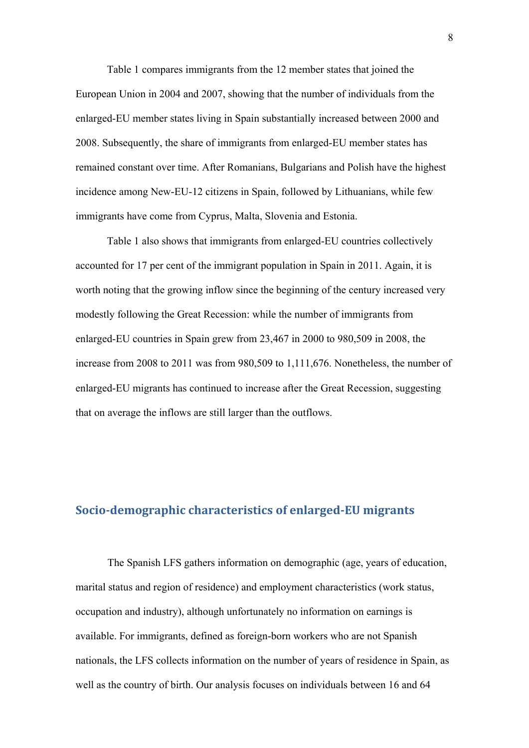Table 1 compares immigrants from the 12 member states that joined the European Union in 2004 and 2007, showing that the number of individuals from the enlarged-EU member states living in Spain substantially increased between 2000 and 2008. Subsequently, the share of immigrants from enlarged-EU member states has remained constant over time. After Romanians, Bulgarians and Polish have the highest incidence among New-EU-12 citizens in Spain, followed by Lithuanians, while few immigrants have come from Cyprus, Malta, Slovenia and Estonia.

Table 1 also shows that immigrants from enlarged-EU countries collectively accounted for 17 per cent of the immigrant population in Spain in 2011. Again, it is worth noting that the growing inflow since the beginning of the century increased very modestly following the Great Recession: while the number of immigrants from enlarged-EU countries in Spain grew from 23,467 in 2000 to 980,509 in 2008, the increase from 2008 to 2011 was from 980,509 to 1,111,676. Nonetheless, the number of enlarged-EU migrants has continued to increase after the Great Recession, suggesting that on average the inflows are still larger than the outflows.

## Socio-demographic characteristics of enlarged-EU migrants

The Spanish LFS gathers information on demographic (age, years of education, marital status and region of residence) and employment characteristics (work status, occupation and industry), although unfortunately no information on earnings is available. For immigrants, defined as foreign-born workers who are not Spanish nationals, the LFS collects information on the number of years of residence in Spain, as well as the country of birth. Our analysis focuses on individuals between 16 and 64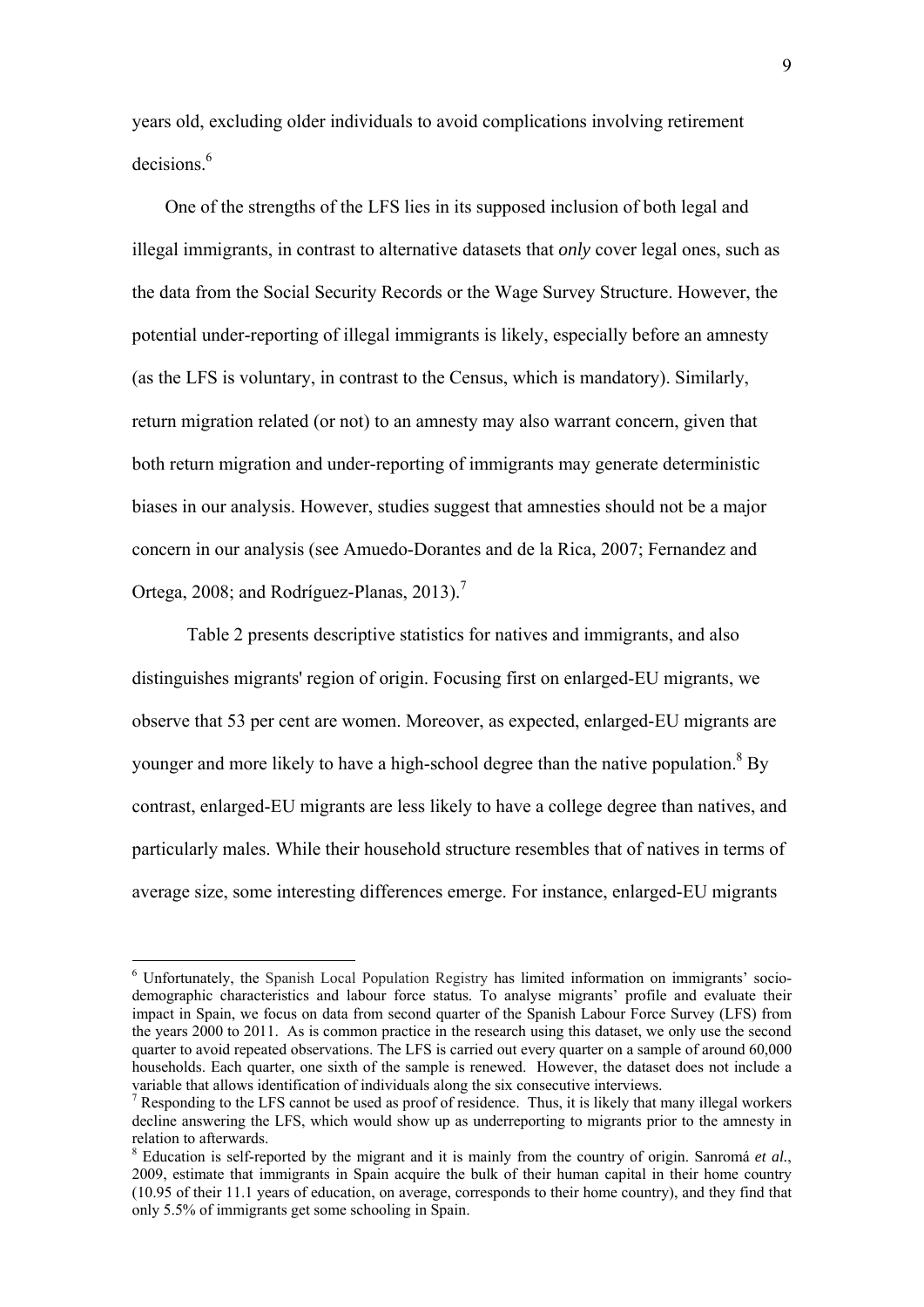years old, excluding older individuals to avoid complications involving retirement decisions.[6]

One of the strengths of the LFS lies in its supposed inclusion of both legal and illegal immigrants, in contrast to alternative datasets that *only* cover legal ones, such as the data from the Social Security Records or the Wage Survey Structure. However, the potential under-reporting of illegal immigrants is likely, especially before an amnesty (as the LFS is voluntary, in contrast to the Census, which is mandatory). Similarly, return migration related (or not) to an amnesty may also warrant concern, given that both return migration and under-reporting of immigrants may generate deterministic biases in our analysis. However, studies suggest that amnesties should not be a major concern in our analysis (see Amuedo-Dorantes and de la Rica, 2007; Fernandez and Ortega, 2008; and Rodríguez-Planas, 2013).[7]

Table 2 presents descriptive statistics for natives and immigrants, and also distinguishes migrants' region of origin. Focusing first on enlarged-EU migrants, we observe that 53 per cent are women. Moreover, as expected, enlarged-EU migrants are younger and more likely to have a high-school degree than the native population.[8] By contrast, enlarged-EU migrants are less likely to have a college degree than natives, and particularly males. While their household structure resembles that of natives in terms of average size, some interesting differences emerge. For instance, enlarged-EU migrants

---

[6] Unfortunately, the Spanish Local Population Registry has limited information on immigrants' socio-demographic characteristics and labour force status. To analyse migrants' profile and evaluate their impact in Spain, we focus on data from second quarter of the Spanish Labour Force Survey (LFS) from the years 2000 to 2011. As is common practice in the research using this dataset, we only use the second quarter to avoid repeated observations. The LFS is carried out every quarter on a sample of around 60,000 households. Each quarter, one sixth of the sample is renewed. However, the dataset does not include a variable that allows identification of individuals along the six consecutive interviews.

[7] Responding to the LFS cannot be used as proof of residence. Thus, it is likely that many illegal workers decline answering the LFS, which would show up as underreporting to migrants prior to the amnesty in relation to afterwards.

[8] Education is self-reported by the migrant and it is mainly from the country of origin. Sanromá *et al.*, 2009, estimate that immigrants in Spain acquire the bulk of their human capital in their home country (10.95 of their 11.1 years of education, on average, corresponds to their home country), and they find that only 5.5% of immigrants get some schooling in Spain.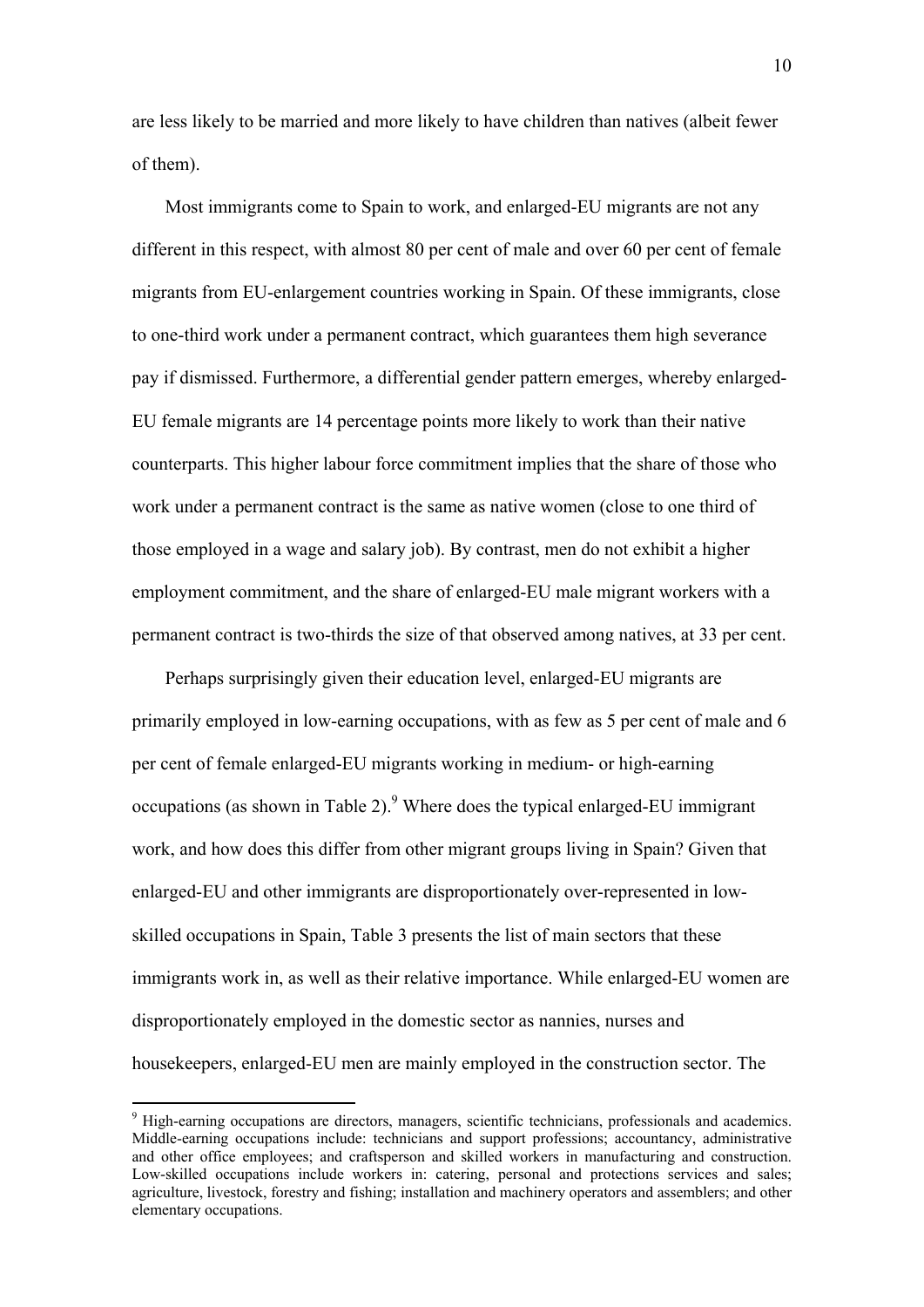are less likely to be married and more likely to have children than natives (albeit fewer of them).

Most immigrants come to Spain to work, and enlarged-EU migrants are not any different in this respect, with almost 80 per cent of male and over 60 per cent of female migrants from EU-enlargement countries working in Spain. Of these immigrants, close to one-third work under a permanent contract, which guarantees them high severance pay if dismissed. Furthermore, a differential gender pattern emerges, whereby enlarged-EU female migrants are 14 percentage points more likely to work than their native counterparts. This higher labour force commitment implies that the share of those who work under a permanent contract is the same as native women (close to one third of those employed in a wage and salary job). By contrast, men do not exhibit a higher employment commitment, and the share of enlarged-EU male migrant workers with a permanent contract is two-thirds the size of that observed among natives, at 33 per cent.

Perhaps surprisingly given their education level, enlarged-EU migrants are primarily employed in low-earning occupations, with as few as 5 per cent of male and 6 per cent of female enlarged-EU migrants working in medium- or high-earning occupations (as shown in Table 2).[9] Where does the typical enlarged-EU immigrant work, and how does this differ from other migrant groups living in Spain? Given that enlarged-EU and other immigrants are disproportionately over-represented in low-skilled occupations in Spain, Table 3 presents the list of main sectors that these immigrants work in, as well as their relative importance. While enlarged-EU women are disproportionately employed in the domestic sector as nannies, nurses and housekeepers, enlarged-EU men are mainly employed in the construction sector. The

[9] High-earning occupations are directors, managers, scientific technicians, professionals and academics. Middle-earning occupations include: technicians and support professions; accountancy, administrative and other office employees; and craftsperson and skilled workers in manufacturing and construction. Low-skilled occupations include workers in: catering, personal and protections services and sales; agriculture, livestock, forestry and fishing; installation and machinery operators and assemblers; and other elementary occupations.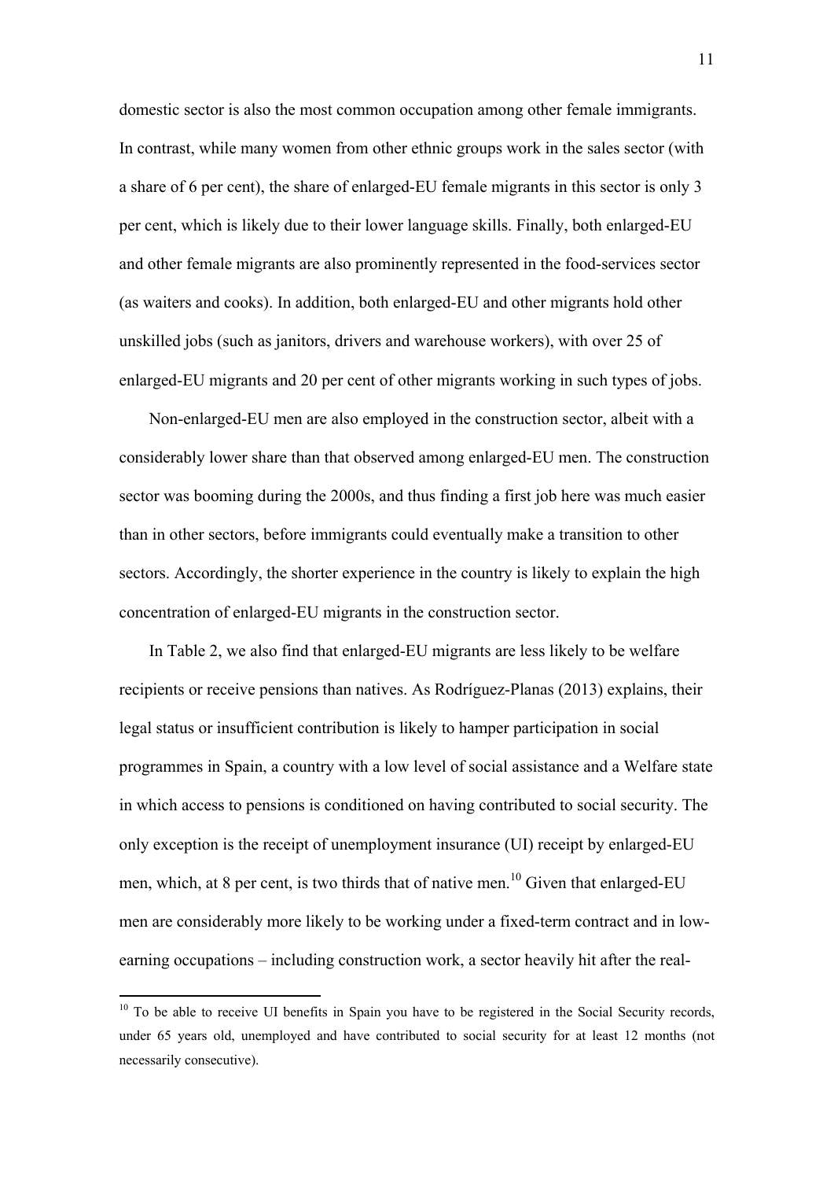domestic sector is also the most common occupation among other female immigrants. In contrast, while many women from other ethnic groups work in the sales sector (with a share of 6 per cent), the share of enlarged-EU female migrants in this sector is only 3 per cent, which is likely due to their lower language skills. Finally, both enlarged-EU and other female migrants are also prominently represented in the food-services sector (as waiters and cooks). In addition, both enlarged-EU and other migrants hold other unskilled jobs (such as janitors, drivers and warehouse workers), with over 25 of enlarged-EU migrants and 20 per cent of other migrants working in such types of jobs.

Non-enlarged-EU men are also employed in the construction sector, albeit with a considerably lower share than that observed among enlarged-EU men. The construction sector was booming during the 2000s, and thus finding a first job here was much easier than in other sectors, before immigrants could eventually make a transition to other sectors. Accordingly, the shorter experience in the country is likely to explain the high concentration of enlarged-EU migrants in the construction sector.

In Table 2, we also find that enlarged-EU migrants are less likely to be welfare recipients or receive pensions than natives. As Rodríguez-Planas (2013) explains, their legal status or insufficient contribution is likely to hamper participation in social programmes in Spain, a country with a low level of social assistance and a Welfare state in which access to pensions is conditioned on having contributed to social security. The only exception is the receipt of unemployment insurance (UI) receipt by enlarged-EU men, which, at 8 per cent, is two thirds that of native men.[10] Given that enlarged-EU men are considerably more likely to be working under a fixed-term contract and in low-earning occupations – including construction work, a sector heavily hit after the real-

[10] To be able to receive UI benefits in Spain you have to be registered in the Social Security records, under 65 years old, unemployed and have contributed to social security for at least 12 months (not necessarily consecutive).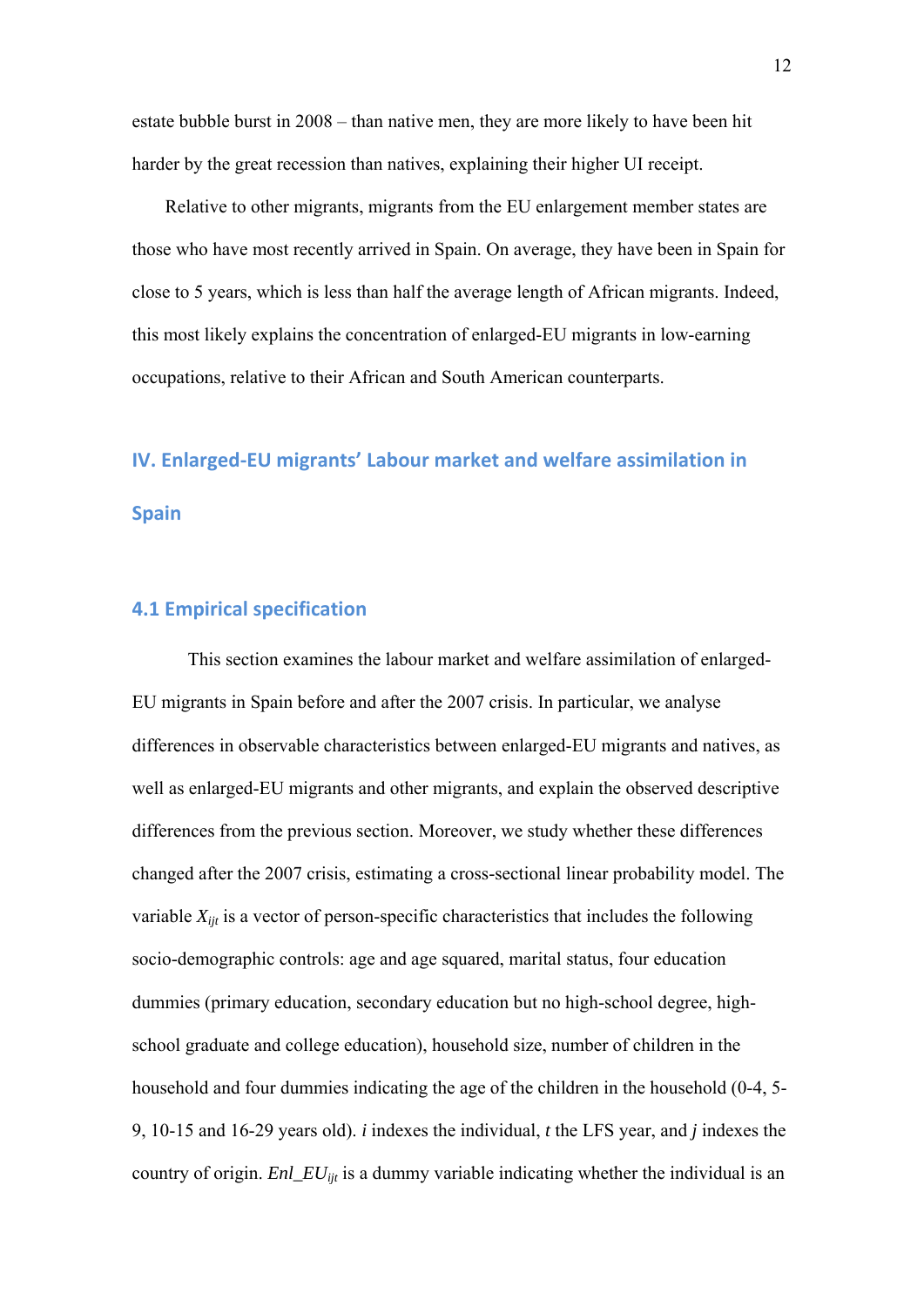estate bubble burst in 2008 – than native men, they are more likely to have been hit harder by the great recession than natives, explaining their higher UI receipt.

Relative to other migrants, migrants from the EU enlargement member states are those who have most recently arrived in Spain. On average, they have been in Spain for close to 5 years, which is less than half the average length of African migrants. Indeed, this most likely explains the concentration of enlarged-EU migrants in low-earning occupations, relative to their African and South American counterparts.

## IV. Enlarged-EU migrants' Labour market and welfare assimilation in Spain

### 4.1 Empirical specification

This section examines the labour market and welfare assimilation of enlarged-EU migrants in Spain before and after the 2007 crisis. In particular, we analyse differences in observable characteristics between enlarged-EU migrants and natives, as well as enlarged-EU migrants and other migrants, and explain the observed descriptive differences from the previous section. Moreover, we study whether these differences changed after the 2007 crisis, estimating a cross-sectional linear probability model. The variable $X_{ijt}$ is a vector of person-specific characteristics that includes the following socio-demographic controls: age and age squared, marital status, four education dummies (primary education, secondary education but no high-school degree, high-school graduate and college education), household size, number of children in the household and four dummies indicating the age of the children in the household (0-4, 5-9, 10-15 and 16-29 years old). $i$ indexes the individual, $t$ the LFS year, and $j$ indexes the country of origin. $Enl\_EU_{ijt}$ is a dummy variable indicating whether the individual is an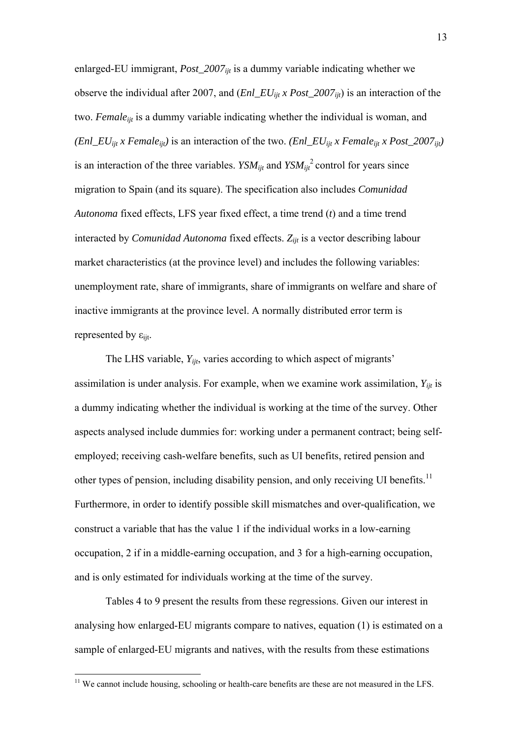enlarged-EU immigrant, $Post\_2007_{ijt}$ is a dummy variable indicating whether we observe the individual after 2007, and ($Enl\_EU_{ijt}$ x $Post\_2007_{ijt}$) is an interaction of the two. $Female_{ijt}$ is a dummy variable indicating whether the individual is woman, and ($Enl\_EU_{ijt}$ x $Female_{ijt}$) is an interaction of the two. ($Enl\_EU_{ijt}$ x $Female_{ijt}$ x $Post\_2007_{ijt}$) is an interaction of the three variables. $YSM_{ijt}$ and $YSM_{ijt}^2$ control for years since migration to Spain (and its square). The specification also includes *Comunidad Autonoma* fixed effects, LFS year fixed effect, a time trend ($t$) and a time trend interacted by *Comunidad Autonoma* fixed effects. $Z_{ijt}$ is a vector describing labour market characteristics (at the province level) and includes the following variables: unemployment rate, share of immigrants, share of immigrants on welfare and share of inactive immigrants at the province level. A normally distributed error term is represented by $\varepsilon_{ijt}$.

The LHS variable, $Y_{ijt}$, varies according to which aspect of migrants' assimilation is under analysis. For example, when we examine work assimilation, $Y_{ijt}$ is a dummy indicating whether the individual is working at the time of the survey. Other aspects analysed include dummies for: working under a permanent contract; being self-employed; receiving cash-welfare benefits, such as UI benefits, retired pension and other types of pension, including disability pension, and only receiving UI benefits.[11] Furthermore, in order to identify possible skill mismatches and over-qualification, we construct a variable that has the value 1 if the individual works in a low-earning occupation, 2 if in a middle-earning occupation, and 3 for a high-earning occupation, and is only estimated for individuals working at the time of the survey.

Tables 4 to 9 present the results from these regressions. Given our interest in analysing how enlarged-EU migrants compare to natives, equation (1) is estimated on a sample of enlarged-EU migrants and natives, with the results from these estimations

[11] We cannot include housing, schooling or health-care benefits are these are not measured in the LFS.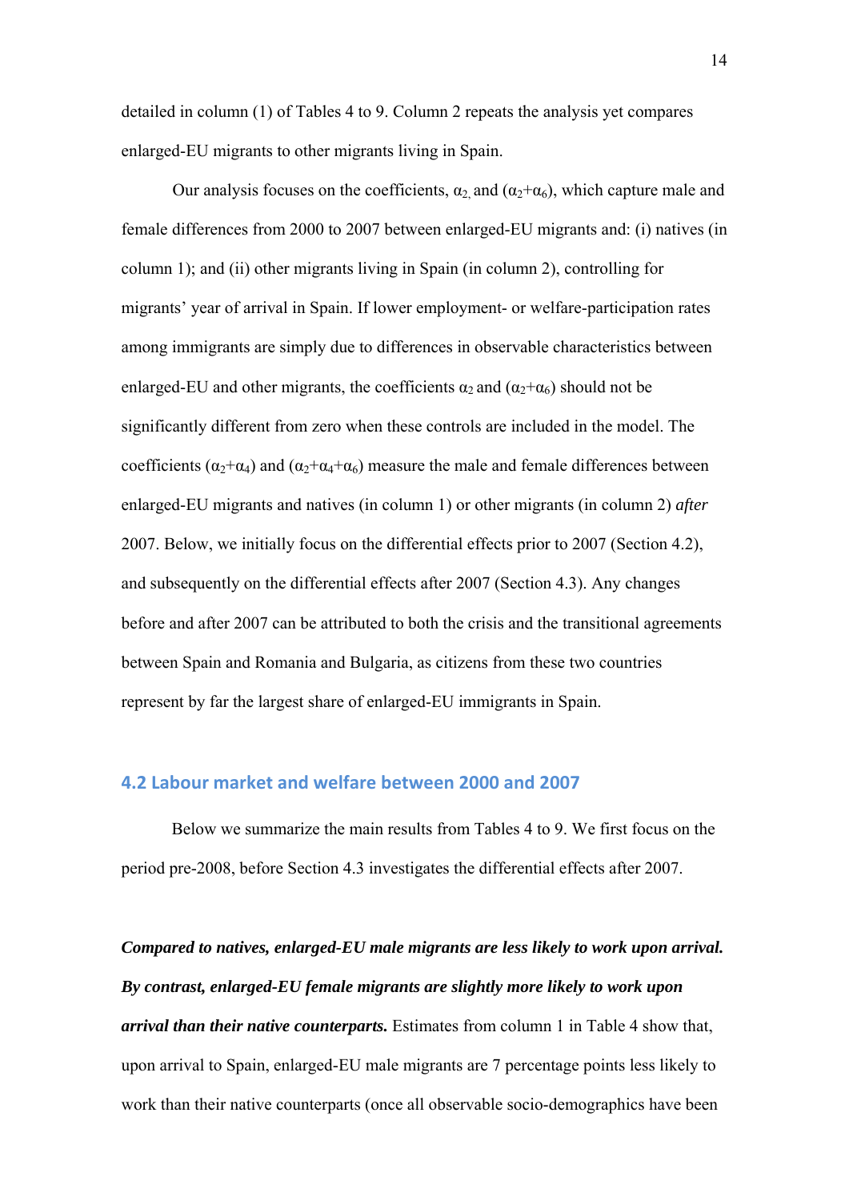detailed in column (1) of Tables 4 to 9. Column 2 repeats the analysis yet compares enlarged-EU migrants to other migrants living in Spain.

Our analysis focuses on the coefficients, $\alpha_2$, and $(\alpha_2+\alpha_6)$, which capture male and female differences from 2000 to 2007 between enlarged-EU migrants and: (i) natives (in column 1); and (ii) other migrants living in Spain (in column 2), controlling for migrants' year of arrival in Spain. If lower employment- or welfare-participation rates among immigrants are simply due to differences in observable characteristics between enlarged-EU and other migrants, the coefficients $\alpha_2$ and $(\alpha_2+\alpha_6)$ should not be significantly different from zero when these controls are included in the model. The coefficients $(\alpha_2+\alpha_4)$ and $(\alpha_2+\alpha_4+\alpha_6)$ measure the male and female differences between enlarged-EU migrants and natives (in column 1) or other migrants (in column 2) *after* 2007. Below, we initially focus on the differential effects prior to 2007 (Section 4.2), and subsequently on the differential effects after 2007 (Section 4.3). Any changes before and after 2007 can be attributed to both the crisis and the transitional agreements between Spain and Romania and Bulgaria, as citizens from these two countries represent by far the largest share of enlarged-EU immigrants in Spain.

## 4.2 Labour market and welfare between 2000 and 2007

Below we summarize the main results from Tables 4 to 9. We first focus on the period pre-2008, before Section 4.3 investigates the differential effects after 2007.

***Compared to natives, enlarged-EU male migrants are less likely to work upon arrival. By contrast, enlarged-EU female migrants are slightly more likely to work upon arrival than their native counterparts.*** Estimates from column 1 in Table 4 show that, upon arrival to Spain, enlarged-EU male migrants are 7 percentage points less likely to work than their native counterparts (once all observable socio-demographics have been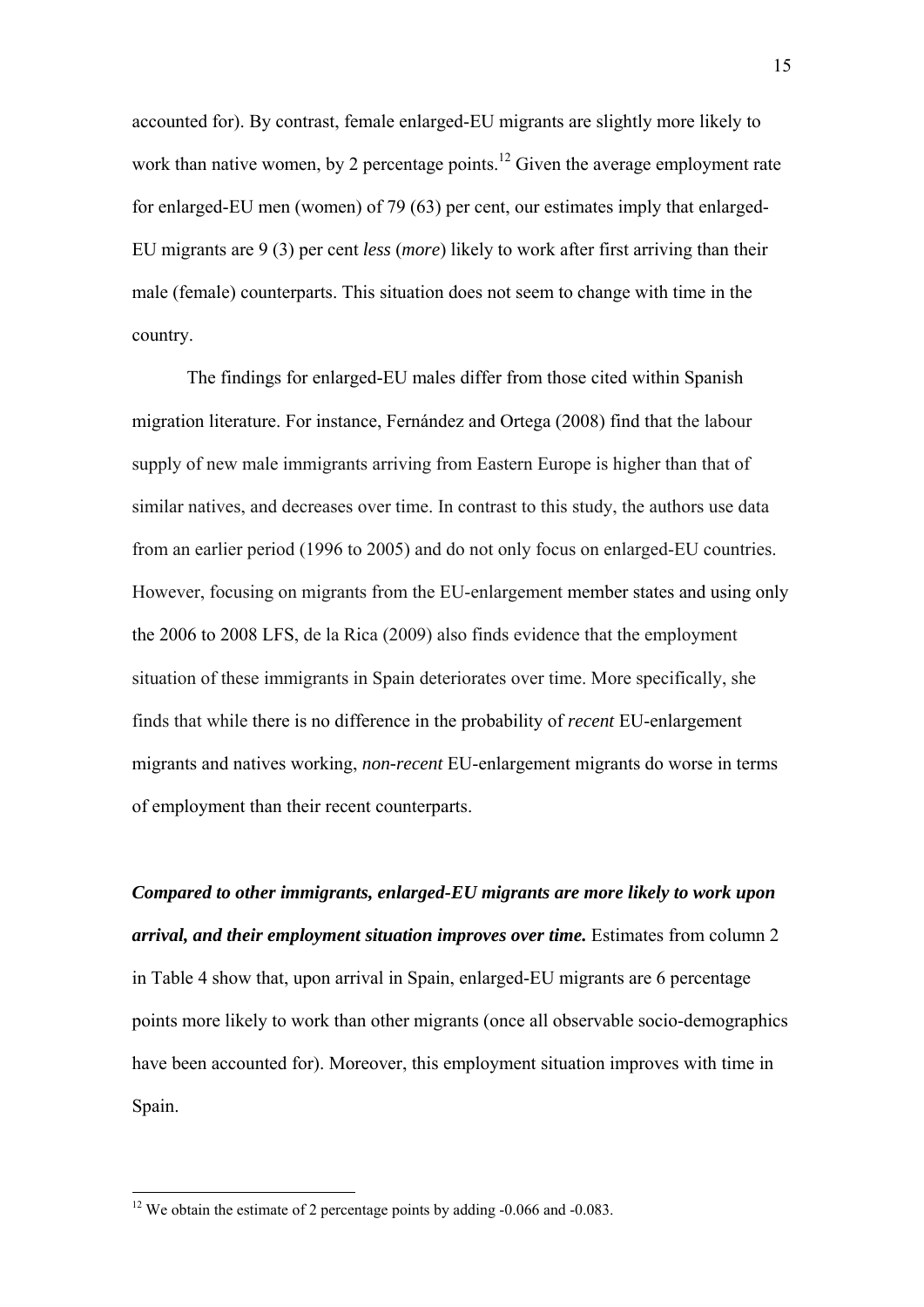accounted for). By contrast, female enlarged-EU migrants are slightly more likely to work than native women, by 2 percentage points.[12] Given the average employment rate for enlarged-EU men (women) of 79 (63) per cent, our estimates imply that enlarged-EU migrants are 9 (3) per cent *less* (*more*) likely to work after first arriving than their male (female) counterparts. This situation does not seem to change with time in the country.

The findings for enlarged-EU males differ from those cited within Spanish migration literature. For instance, Fernández and Ortega (2008) find that the labour supply of new male immigrants arriving from Eastern Europe is higher than that of similar natives, and decreases over time. In contrast to this study, the authors use data from an earlier period (1996 to 2005) and do not only focus on enlarged-EU countries. However, focusing on migrants from the EU-enlargement member states and using only the 2006 to 2008 LFS, de la Rica (2009) also finds evidence that the employment situation of these immigrants in Spain deteriorates over time. More specifically, she finds that while there is no difference in the probability of *recent* EU-enlargement migrants and natives working, *non-recent* EU-enlargement migrants do worse in terms of employment than their recent counterparts.

***Compared to other immigrants, enlarged-EU migrants are more likely to work upon arrival, and their employment situation improves over time.*** Estimates from column 2 in Table 4 show that, upon arrival in Spain, enlarged-EU migrants are 6 percentage points more likely to work than other migrants (once all observable socio-demographics have been accounted for). Moreover, this employment situation improves with time in Spain.

---

[12] We obtain the estimate of 2 percentage points by adding -0.066 and -0.083.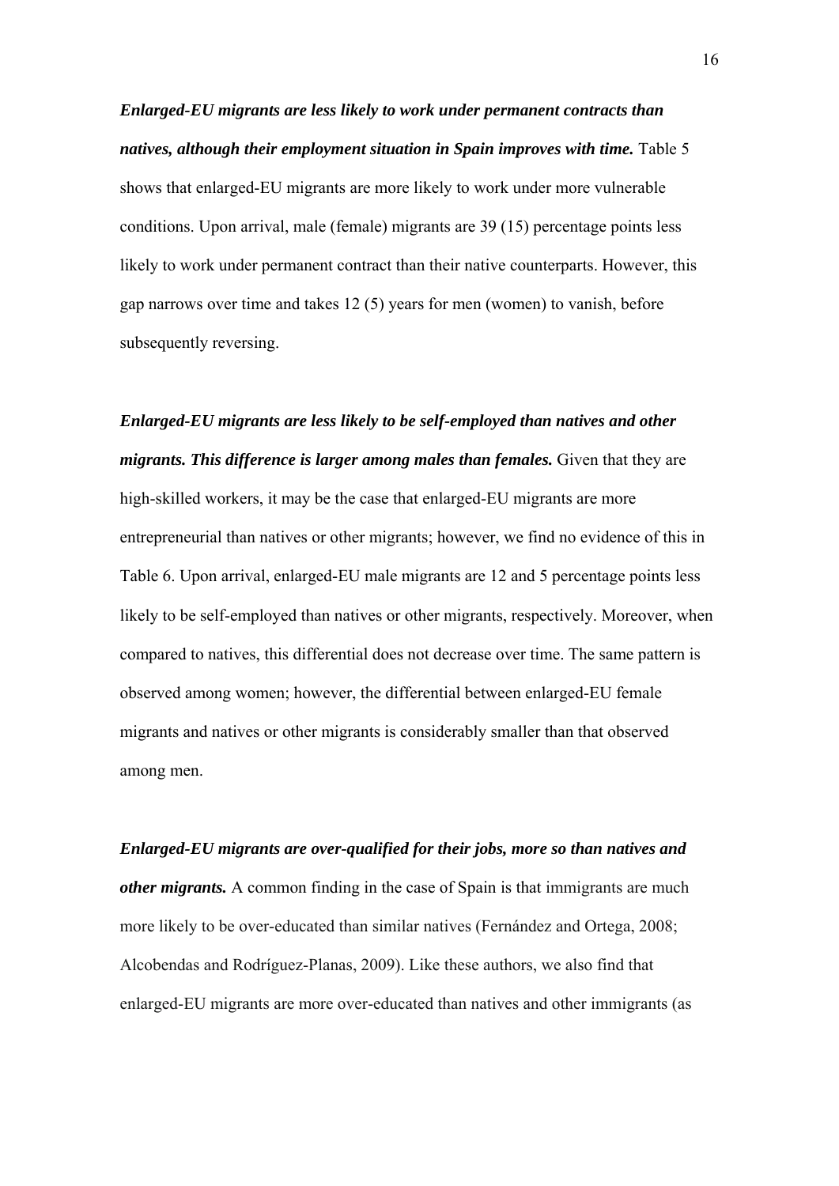***Enlarged-EU migrants are less likely to work under permanent contracts than natives, although their employment situation in Spain improves with time.*** Table 5 shows that enlarged-EU migrants are more likely to work under more vulnerable conditions. Upon arrival, male (female) migrants are 39 (15) percentage points less likely to work under permanent contract than their native counterparts. However, this gap narrows over time and takes 12 (5) years for men (women) to vanish, before subsequently reversing.

***Enlarged-EU migrants are less likely to be self-employed than natives and other migrants. This difference is larger among males than females.*** Given that they are high-skilled workers, it may be the case that enlarged-EU migrants are more entrepreneurial than natives or other migrants; however, we find no evidence of this in Table 6. Upon arrival, enlarged-EU male migrants are 12 and 5 percentage points less likely to be self-employed than natives or other migrants, respectively. Moreover, when compared to natives, this differential does not decrease over time. The same pattern is observed among women; however, the differential between enlarged-EU female migrants and natives or other migrants is considerably smaller than that observed among men.

***Enlarged-EU migrants are over-qualified for their jobs, more so than natives and other migrants.*** A common finding in the case of Spain is that immigrants are much more likely to be over-educated than similar natives (Fernández and Ortega, 2008; Alcobendas and Rodríguez-Planas, 2009). Like these authors, we also find that enlarged-EU migrants are more over-educated than natives and other immigrants (as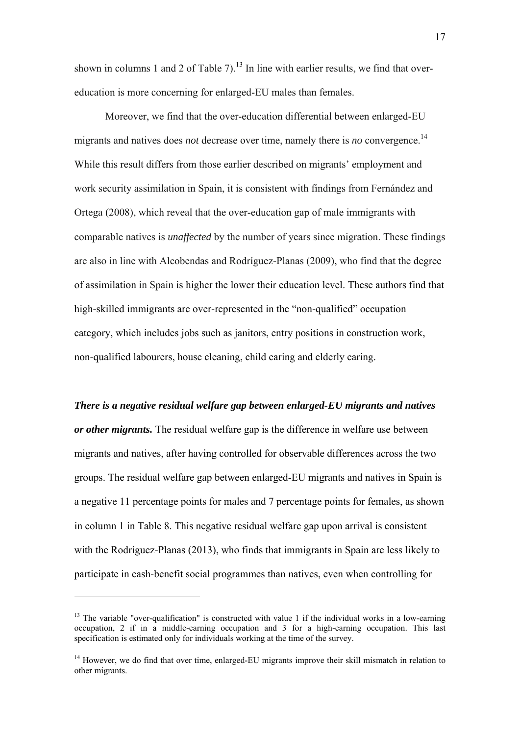shown in columns 1 and 2 of Table 7).[13] In line with earlier results, we find that over-education is more concerning for enlarged-EU males than females.

Moreover, we find that the over-education differential between enlarged-EU migrants and natives does *not* decrease over time, namely there is *no* convergence.[14] While this result differs from those earlier described on migrants' employment and work security assimilation in Spain, it is consistent with findings from Fernández and Ortega (2008), which reveal that the over-education gap of male immigrants with comparable natives is *unaffected* by the number of years since migration. These findings are also in line with Alcobendas and Rodríguez-Planas (2009), who find that the degree of assimilation in Spain is higher the lower their education level. These authors find that high-skilled immigrants are over-represented in the "non-qualified" occupation category, which includes jobs such as janitors, entry positions in construction work, non-qualified labourers, house cleaning, child caring and elderly caring.

***There is a negative residual welfare gap between enlarged-EU migrants and natives or other migrants.*** The residual welfare gap is the difference in welfare use between migrants and natives, after having controlled for observable differences across the two groups. The residual welfare gap between enlarged-EU migrants and natives in Spain is a negative 11 percentage points for males and 7 percentage points for females, as shown in column 1 in Table 8. This negative residual welfare gap upon arrival is consistent with the Rodríguez-Planas (2013), who finds that immigrants in Spain are less likely to participate in cash-benefit social programmes than natives, even when controlling for

---

[13] The variable "over-qualification" is constructed with value 1 if the individual works in a low-earning occupation, 2 if in a middle-earning occupation and 3 for a high-earning occupation. This last specification is estimated only for individuals working at the time of the survey.

[14] However, we do find that over time, enlarged-EU migrants improve their skill mismatch in relation to other migrants.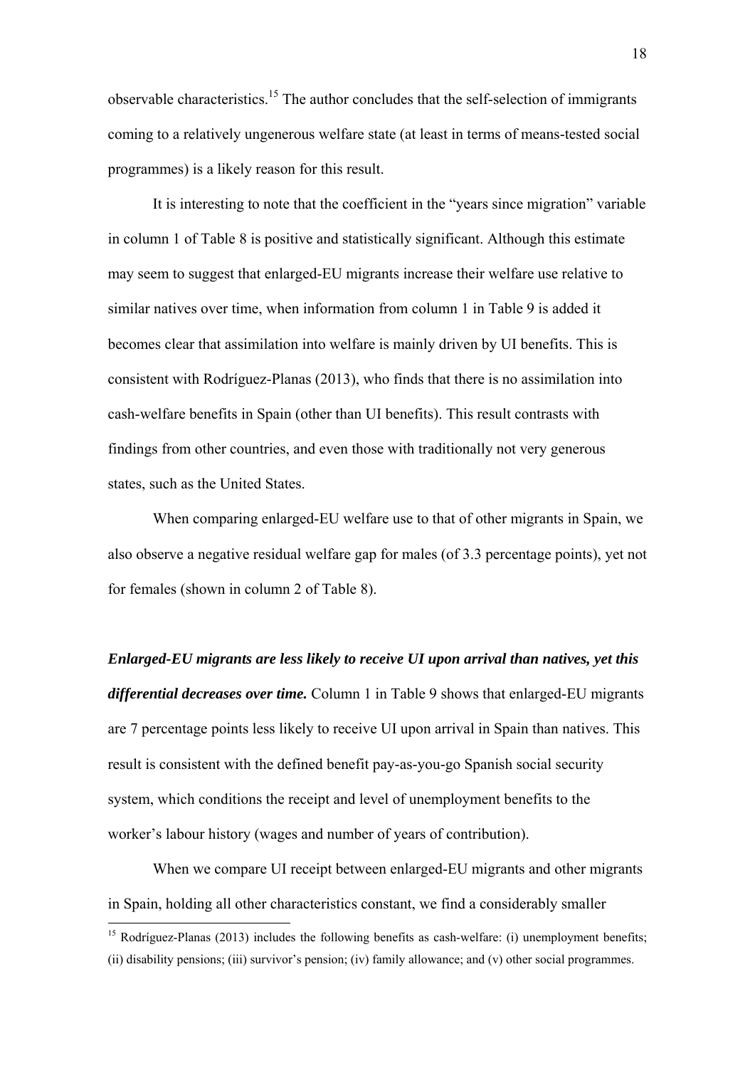observable characteristics.[15] The author concludes that the self-selection of immigrants coming to a relatively ungenerous welfare state (at least in terms of means-tested social programmes) is a likely reason for this result.

It is interesting to note that the coefficient in the "years since migration" variable in column 1 of Table 8 is positive and statistically significant. Although this estimate may seem to suggest that enlarged-EU migrants increase their welfare use relative to similar natives over time, when information from column 1 in Table 9 is added it becomes clear that assimilation into welfare is mainly driven by UI benefits. This is consistent with Rodríguez-Planas (2013), who finds that there is no assimilation into cash-welfare benefits in Spain (other than UI benefits). This result contrasts with findings from other countries, and even those with traditionally not very generous states, such as the United States.

When comparing enlarged-EU welfare use to that of other migrants in Spain, we also observe a negative residual welfare gap for males (of 3.3 percentage points), yet not for females (shown in column 2 of Table 8).

***Enlarged-EU migrants are less likely to receive UI upon arrival than natives, yet this differential decreases over time.*** Column 1 in Table 9 shows that enlarged-EU migrants are 7 percentage points less likely to receive UI upon arrival in Spain than natives. This result is consistent with the defined benefit pay-as-you-go Spanish social security system, which conditions the receipt and level of unemployment benefits to the worker's labour history (wages and number of years of contribution).

When we compare UI receipt between enlarged-EU migrants and other migrants in Spain, holding all other characteristics constant, we find a considerably smaller

[15] Rodríguez-Planas (2013) includes the following benefits as cash-welfare: (i) unemployment benefits; (ii) disability pensions; (iii) survivor's pension; (iv) family allowance; and (v) other social programmes.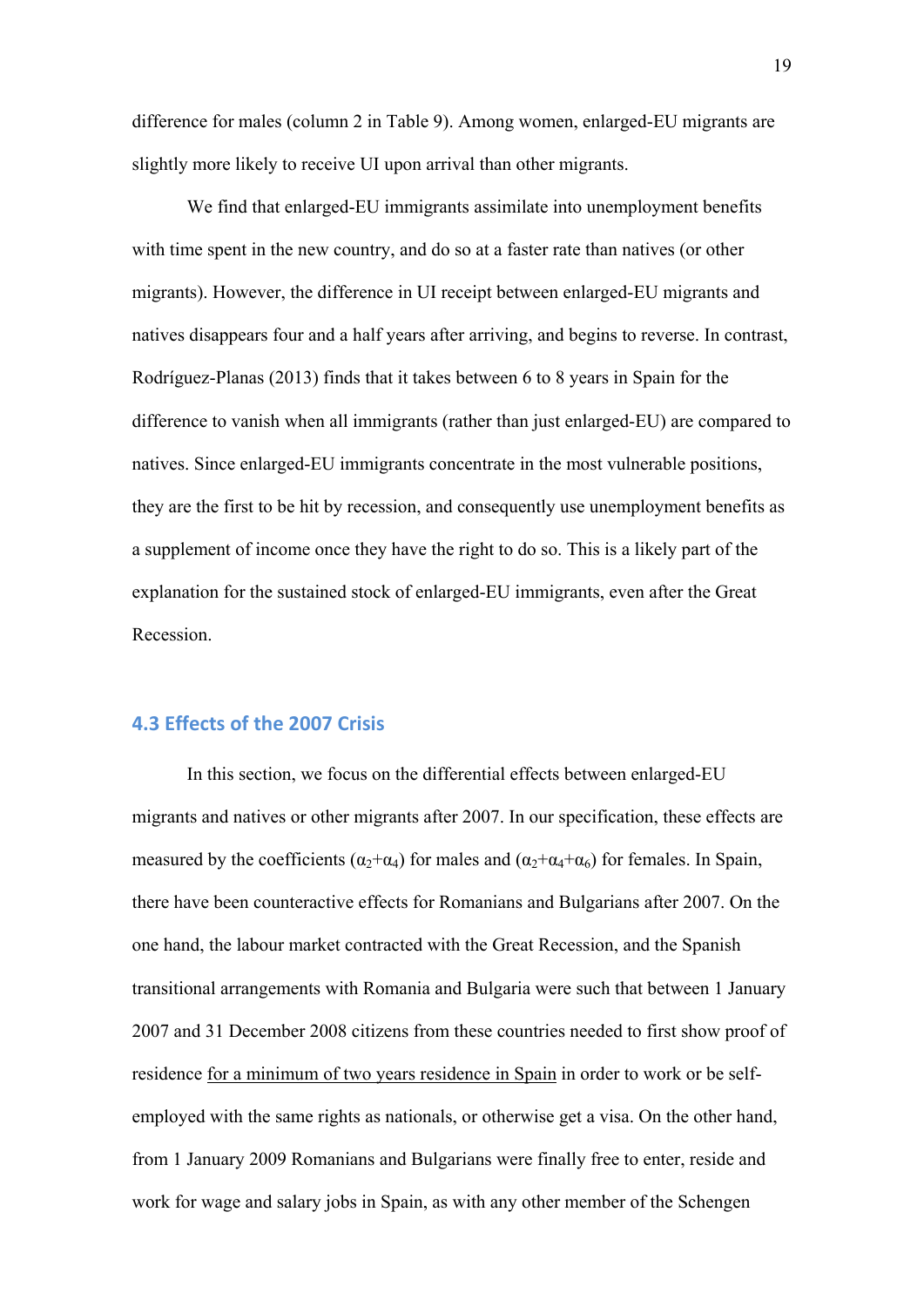difference for males (column 2 in Table 9). Among women, enlarged-EU migrants are slightly more likely to receive UI upon arrival than other migrants.

We find that enlarged-EU immigrants assimilate into unemployment benefits with time spent in the new country, and do so at a faster rate than natives (or other migrants). However, the difference in UI receipt between enlarged-EU migrants and natives disappears four and a half years after arriving, and begins to reverse. In contrast, Rodríguez-Planas (2013) finds that it takes between 6 to 8 years in Spain for the difference to vanish when all immigrants (rather than just enlarged-EU) are compared to natives. Since enlarged-EU immigrants concentrate in the most vulnerable positions, they are the first to be hit by recession, and consequently use unemployment benefits as a supplement of income once they have the right to do so. This is a likely part of the explanation for the sustained stock of enlarged-EU immigrants, even after the Great Recession.

### 4.3 Effects of the 2007 Crisis

In this section, we focus on the differential effects between enlarged-EU migrants and natives or other migrants after 2007. In our specification, these effects are measured by the coefficients ($\alpha_2+\alpha_4$) for males and ($\alpha_2+\alpha_4+\alpha_6$) for females. In Spain, there have been counteractive effects for Romanians and Bulgarians after 2007. On the one hand, the labour market contracted with the Great Recession, and the Spanish transitional arrangements with Romania and Bulgaria were such that between 1 January 2007 and 31 December 2008 citizens from these countries needed to first show proof of residence <u>for a minimum of two years residence in Spain</u> in order to work or be self-employed with the same rights as nationals, or otherwise get a visa. On the other hand, from 1 January 2009 Romanians and Bulgarians were finally free to enter, reside and work for wage and salary jobs in Spain, as with any other member of the Schengen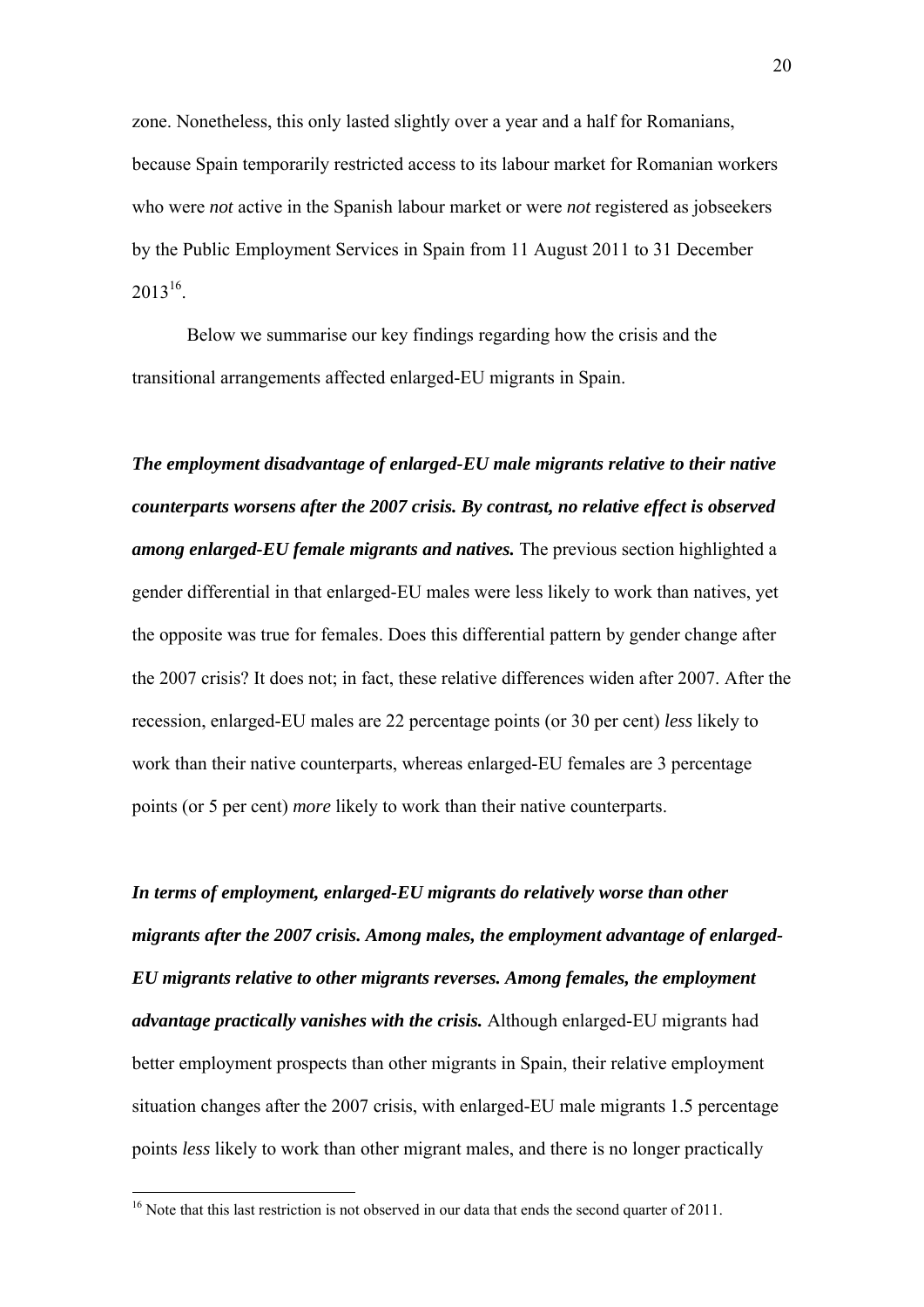zone. Nonetheless, this only lasted slightly over a year and a half for Romanians, because Spain temporarily restricted access to its labour market for Romanian workers who were *not* active in the Spanish labour market or were *not* registered as jobseekers by the Public Employment Services in Spain from 11 August 2011 to 31 December 2013[16].

Below we summarise our key findings regarding how the crisis and the transitional arrangements affected enlarged-EU migrants in Spain.

***The employment disadvantage of enlarged-EU male migrants relative to their native counterparts worsens after the 2007 crisis. By contrast, no relative effect is observed among enlarged-EU female migrants and natives.*** The previous section highlighted a gender differential in that enlarged-EU males were less likely to work than natives, yet the opposite was true for females. Does this differential pattern by gender change after the 2007 crisis? It does not; in fact, these relative differences widen after 2007. After the recession, enlarged-EU males are 22 percentage points (or 30 per cent) *less* likely to work than their native counterparts, whereas enlarged-EU females are 3 percentage points (or 5 per cent) *more* likely to work than their native counterparts.

***In terms of employment, enlarged-EU migrants do relatively worse than other migrants after the 2007 crisis. Among males, the employment advantage of enlarged-EU migrants relative to other migrants reverses. Among females, the employment advantage practically vanishes with the crisis.*** Although enlarged-EU migrants had better employment prospects than other migrants in Spain, their relative employment situation changes after the 2007 crisis, with enlarged-EU male migrants 1.5 percentage points *less* likely to work than other migrant males, and there is no longer practically

[16] Note that this last restriction is not observed in our data that ends the second quarter of 2011.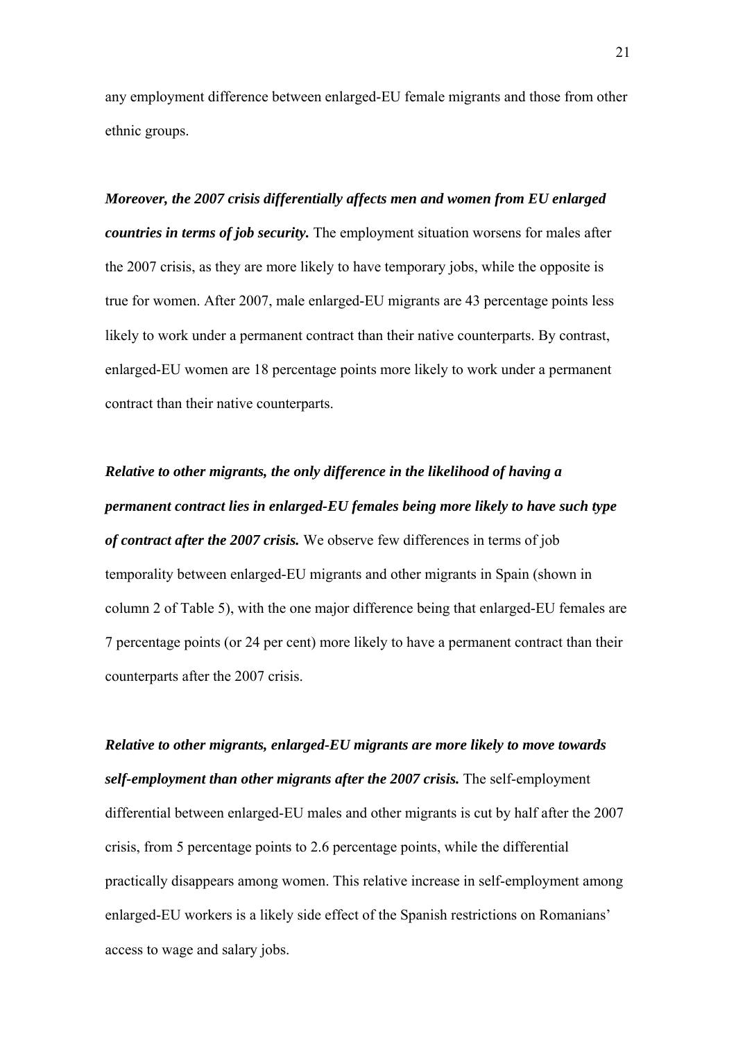any employment difference between enlarged-EU female migrants and those from other ethnic groups.

***Moreover, the 2007 crisis differentially affects men and women from EU enlarged countries in terms of job security.*** The employment situation worsens for males after the 2007 crisis, as they are more likely to have temporary jobs, while the opposite is true for women. After 2007, male enlarged-EU migrants are 43 percentage points less likely to work under a permanent contract than their native counterparts. By contrast, enlarged-EU women are 18 percentage points more likely to work under a permanent contract than their native counterparts.

***Relative to other migrants, the only difference in the likelihood of having a permanent contract lies in enlarged-EU females being more likely to have such type of contract after the 2007 crisis.*** We observe few differences in terms of job temporality between enlarged-EU migrants and other migrants in Spain (shown in column 2 of Table 5), with the one major difference being that enlarged-EU females are 7 percentage points (or 24 per cent) more likely to have a permanent contract than their counterparts after the 2007 crisis.

***Relative to other migrants, enlarged-EU migrants are more likely to move towards self-employment than other migrants after the 2007 crisis.*** The self-employment differential between enlarged-EU males and other migrants is cut by half after the 2007 crisis, from 5 percentage points to 2.6 percentage points, while the differential practically disappears among women. This relative increase in self-employment among enlarged-EU workers is a likely side effect of the Spanish restrictions on Romanians' access to wage and salary jobs.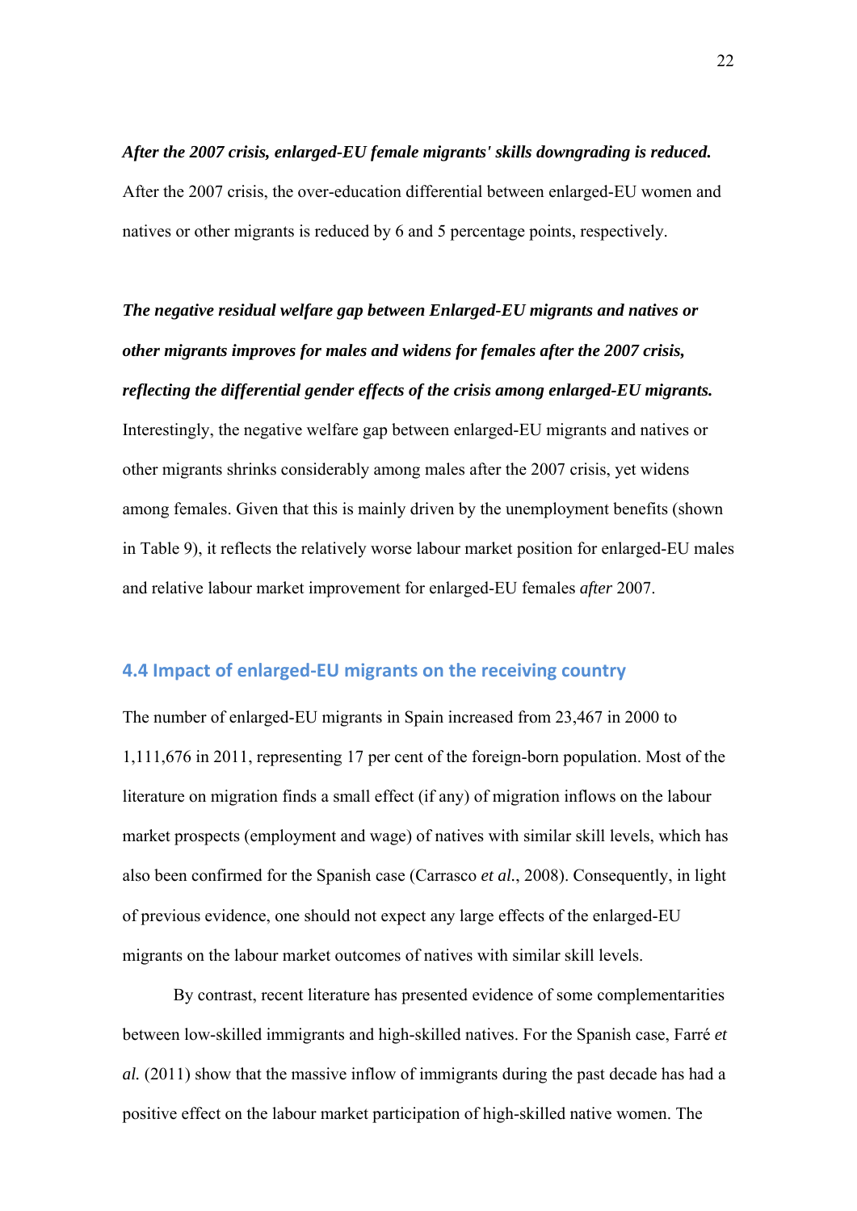***After the 2007 crisis, enlarged-EU female migrants' skills downgrading is reduced.*** After the 2007 crisis, the over-education differential between enlarged-EU women and natives or other migrants is reduced by 6 and 5 percentage points, respectively.

***The negative residual welfare gap between Enlarged-EU migrants and natives or other migrants improves for males and widens for females after the 2007 crisis, reflecting the differential gender effects of the crisis among enlarged-EU migrants.*** Interestingly, the negative welfare gap between enlarged-EU migrants and natives or other migrants shrinks considerably among males after the 2007 crisis, yet widens among females. Given that this is mainly driven by the unemployment benefits (shown in Table 9), it reflects the relatively worse labour market position for enlarged-EU males and relative labour market improvement for enlarged-EU females *after* 2007.

### 4.4 Impact of enlarged-EU migrants on the receiving country

The number of enlarged-EU migrants in Spain increased from 23,467 in 2000 to 1,111,676 in 2011, representing 17 per cent of the foreign-born population. Most of the literature on migration finds a small effect (if any) of migration inflows on the labour market prospects (employment and wage) of natives with similar skill levels, which has also been confirmed for the Spanish case (Carrasco *et al.*, 2008). Consequently, in light of previous evidence, one should not expect any large effects of the enlarged-EU migrants on the labour market outcomes of natives with similar skill levels.

By contrast, recent literature has presented evidence of some complementarities between low-skilled immigrants and high-skilled natives. For the Spanish case, Farré *et al.* (2011) show that the massive inflow of immigrants during the past decade has had a positive effect on the labour market participation of high-skilled native women. The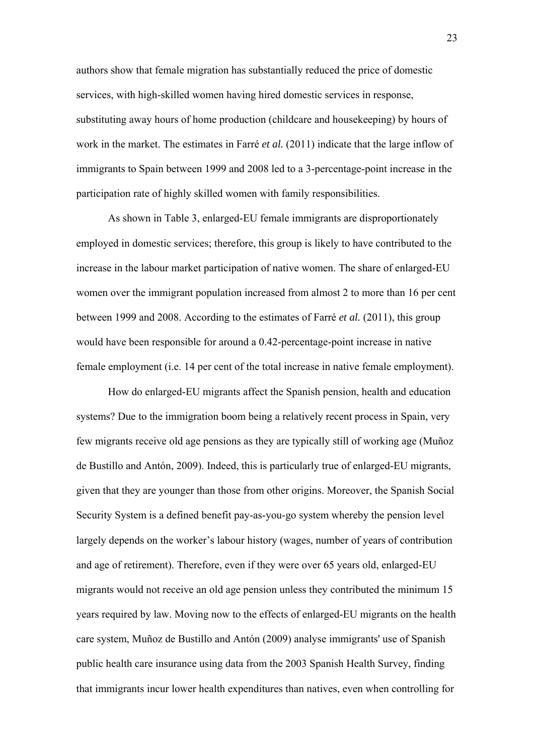authors show that female migration has substantially reduced the price of domestic services, with high-skilled women having hired domestic services in response, substituting away hours of home production (childcare and housekeeping) by hours of work in the market. The estimates in Farré *et al.* (2011) indicate that the large inflow of immigrants to Spain between 1999 and 2008 led to a 3-percentage-point increase in the participation rate of highly skilled women with family responsibilities.

As shown in Table 3, enlarged-EU female immigrants are disproportionately employed in domestic services; therefore, this group is likely to have contributed to the increase in the labour market participation of native women. The share of enlarged-EU women over the immigrant population increased from almost 2 to more than 16 per cent between 1999 and 2008. According to the estimates of Farré *et al.* (2011), this group would have been responsible for around a 0.42-percentage-point increase in native female employment (i.e. 14 per cent of the total increase in native female employment).

How do enlarged-EU migrants affect the Spanish pension, health and education systems? Due to the immigration boom being a relatively recent process in Spain, very few migrants receive old age pensions as they are typically still of working age (Muñoz de Bustillo and Antón, 2009). Indeed, this is particularly true of enlarged-EU migrants, given that they are younger than those from other origins. Moreover, the Spanish Social Security System is a defined benefit pay-as-you-go system whereby the pension level largely depends on the worker's labour history (wages, number of years of contribution and age of retirement). Therefore, even if they were over 65 years old, enlarged-EU migrants would not receive an old age pension unless they contributed the minimum 15 years required by law. Moving now to the effects of enlarged-EU migrants on the health care system, Muñoz de Bustillo and Antón (2009) analyse immigrants' use of Spanish public health care insurance using data from the 2003 Spanish Health Survey, finding that immigrants incur lower health expenditures than natives, even when controlling for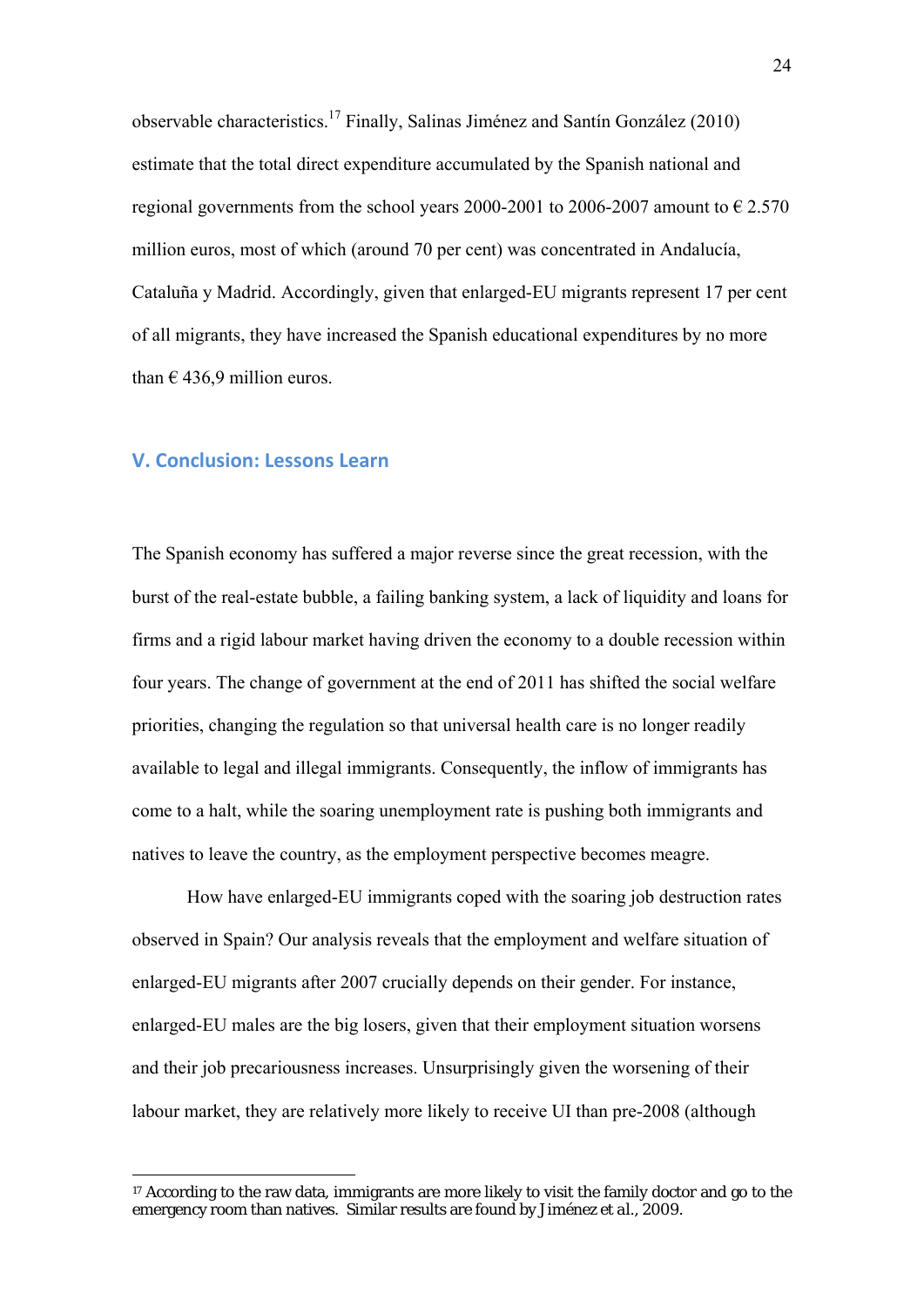observable characteristics.[17] Finally, Salinas Jiménez and Santín González (2010) estimate that the total direct expenditure accumulated by the Spanish national and regional governments from the school years 2000-2001 to 2006-2007 amount to € 2.570 million euros, most of which (around 70 per cent) was concentrated in Andalucía, Cataluña y Madrid. Accordingly, given that enlarged-EU migrants represent 17 per cent of all migrants, they have increased the Spanish educational expenditures by no more than € 436,9 million euros.

## V. Conclusion: Lessons Learn

The Spanish economy has suffered a major reverse since the great recession, with the burst of the real-estate bubble, a failing banking system, a lack of liquidity and loans for firms and a rigid labour market having driven the economy to a double recession within four years. The change of government at the end of 2011 has shifted the social welfare priorities, changing the regulation so that universal health care is no longer readily available to legal and illegal immigrants. Consequently, the inflow of immigrants has come to a halt, while the soaring unemployment rate is pushing both immigrants and natives to leave the country, as the employment perspective becomes meagre.

How have enlarged-EU immigrants coped with the soaring job destruction rates observed in Spain? Our analysis reveals that the employment and welfare situation of enlarged-EU migrants after 2007 crucially depends on their gender. For instance, enlarged-EU males are the big losers, given that their employment situation worsens and their job precariousness increases. Unsurprisingly given the worsening of their labour market, they are relatively more likely to receive UI than pre-2008 (although

[17] According to the raw data, immigrants are more likely to visit the family doctor and go to the emergency room than natives. Similar results are found by Jiménez et al., 2009.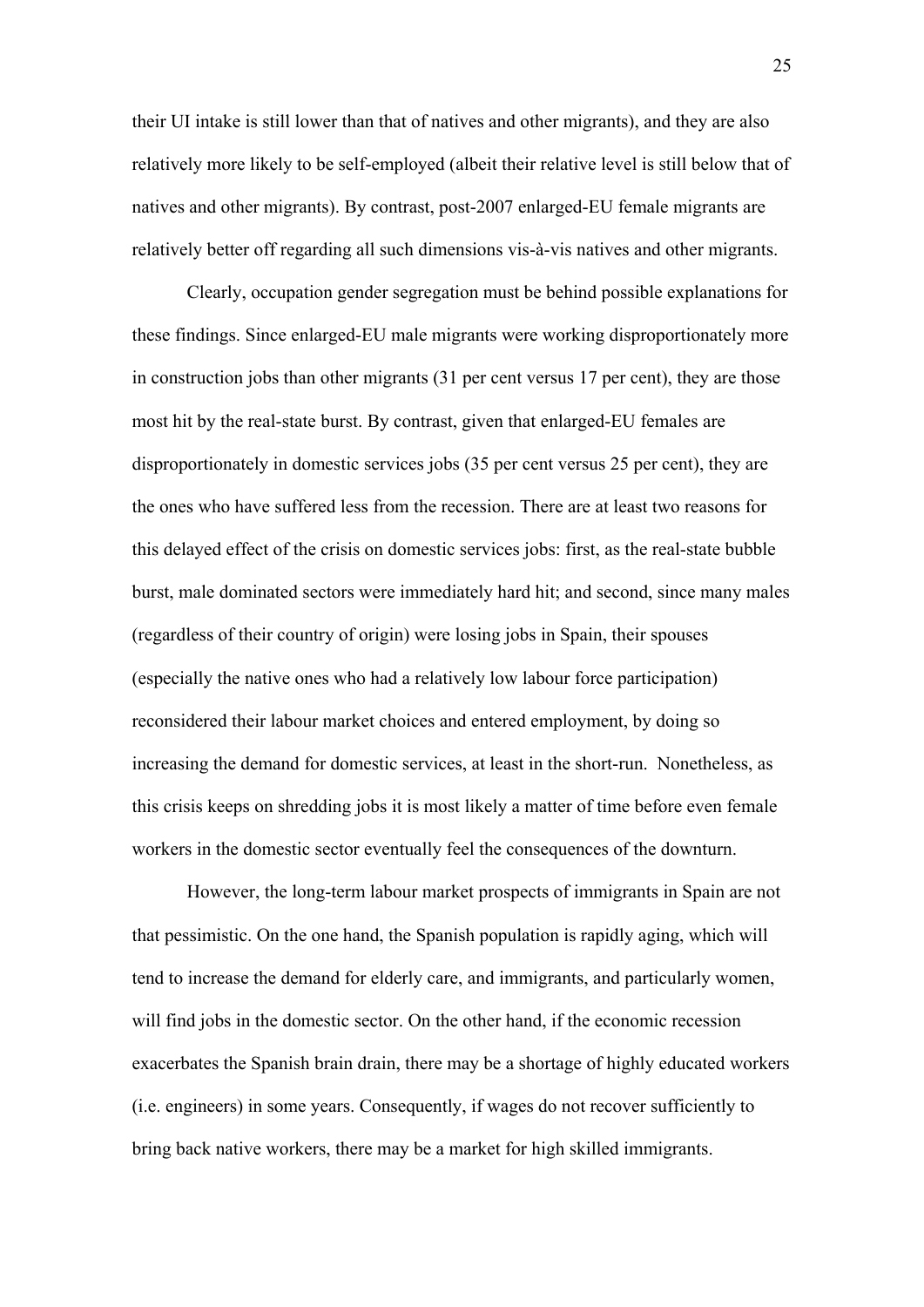their UI intake is still lower than that of natives and other migrants), and they are also relatively more likely to be self-employed (albeit their relative level is still below that of natives and other migrants). By contrast, post-2007 enlarged-EU female migrants are relatively better off regarding all such dimensions vis-à-vis natives and other migrants.

Clearly, occupation gender segregation must be behind possible explanations for these findings. Since enlarged-EU male migrants were working disproportionately more in construction jobs than other migrants (31 per cent versus 17 per cent), they are those most hit by the real-state burst. By contrast, given that enlarged-EU females are disproportionately in domestic services jobs (35 per cent versus 25 per cent), they are the ones who have suffered less from the recession. There are at least two reasons for this delayed effect of the crisis on domestic services jobs: first, as the real-state bubble burst, male dominated sectors were immediately hard hit; and second, since many males (regardless of their country of origin) were losing jobs in Spain, their spouses (especially the native ones who had a relatively low labour force participation) reconsidered their labour market choices and entered employment, by doing so increasing the demand for domestic services, at least in the short-run. Nonetheless, as this crisis keeps on shredding jobs it is most likely a matter of time before even female workers in the domestic sector eventually feel the consequences of the downturn.

However, the long-term labour market prospects of immigrants in Spain are not that pessimistic. On the one hand, the Spanish population is rapidly aging, which will tend to increase the demand for elderly care, and immigrants, and particularly women, will find jobs in the domestic sector. On the other hand, if the economic recession exacerbates the Spanish brain drain, there may be a shortage of highly educated workers (i.e. engineers) in some years. Consequently, if wages do not recover sufficiently to bring back native workers, there may be a market for high skilled immigrants.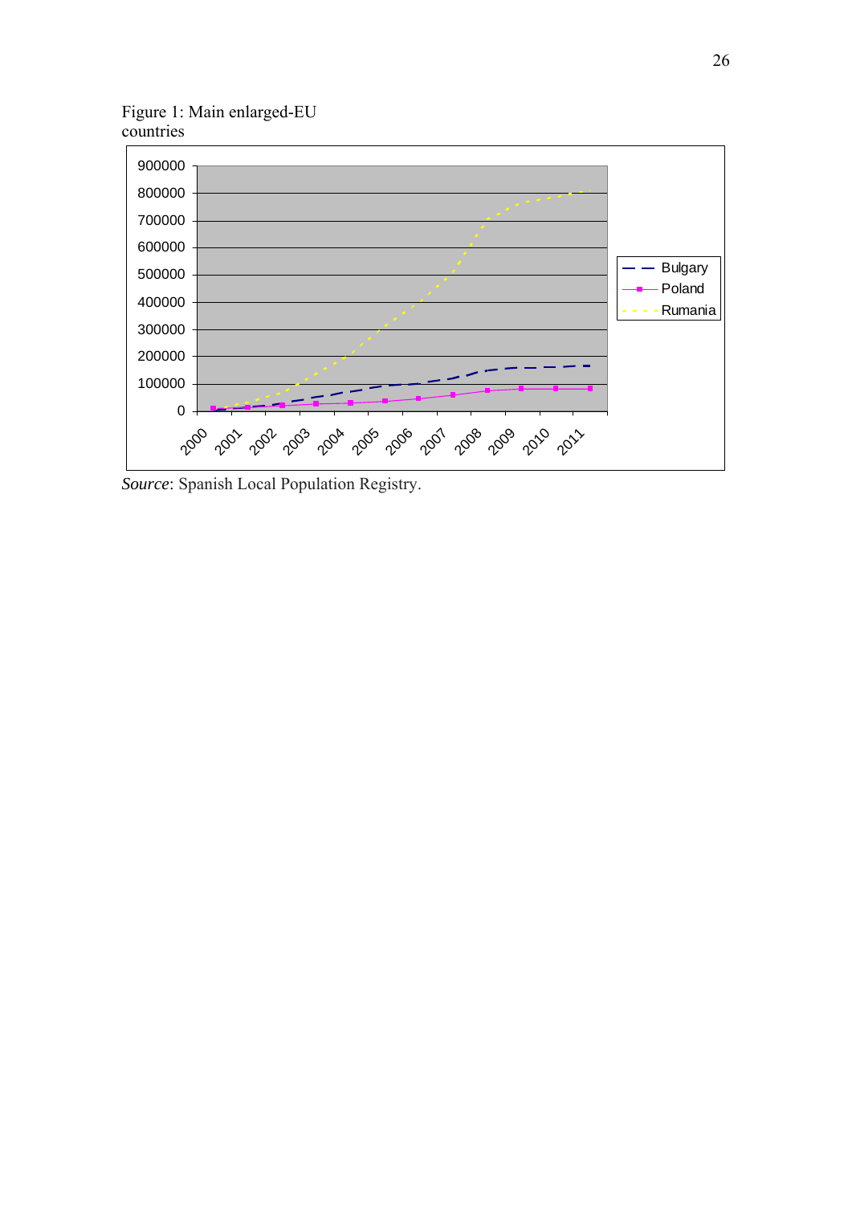Figure 1: Main enlarged-EU countries

*Source*: Spanish Local Population Registry.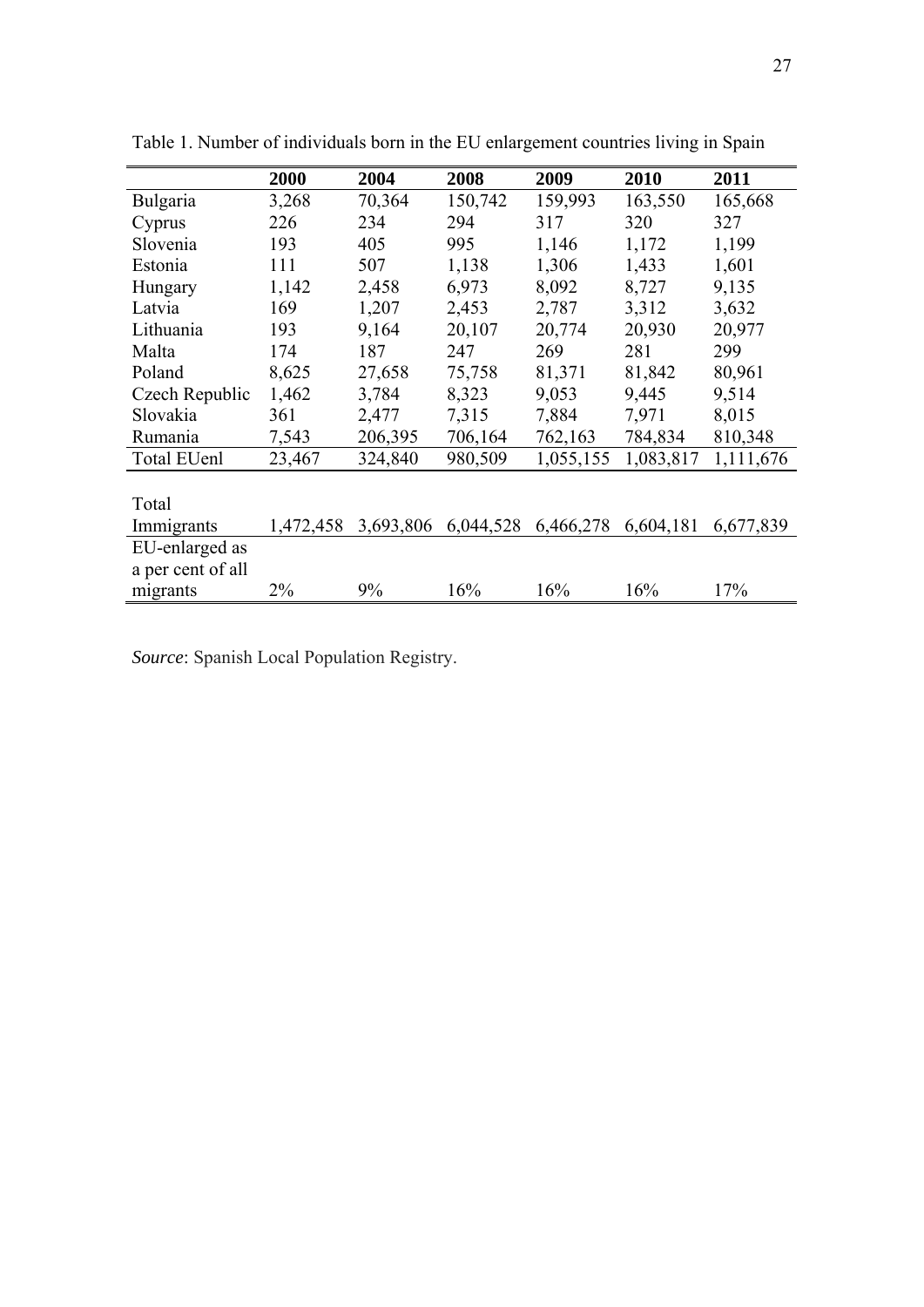Table 1. Number of individuals born in the EU enlargement countries living in Spain

| | **2000** | **2004** | **2008** | **2009** | **2010** | **2011** |
|---|---|---|---|---|---|---|
| Bulgaria | 3,268 | 70,364 | 150,742 | 159,993 | 163,550 | 165,668 |
| Cyprus | 226 | 234 | 294 | 317 | 320 | 327 |
| Slovenia | 193 | 405 | 995 | 1,146 | 1,172 | 1,199 |
| Estonia | 111 | 507 | 1,138 | 1,306 | 1,433 | 1,601 |
| Hungary | 1,142 | 2,458 | 6,973 | 8,092 | 8,727 | 9,135 |
| Latvia | 169 | 1,207 | 2,453 | 2,787 | 3,312 | 3,632 |
| Lithuania | 193 | 9,164 | 20,107 | 20,774 | 20,930 | 20,977 |
| Malta | 174 | 187 | 247 | 269 | 281 | 299 |
| Poland | 8,625 | 27,658 | 75,758 | 81,371 | 81,842 | 80,961 |
| Czech Republic | 1,462 | 3,784 | 8,323 | 9,053 | 9,445 | 9,514 |
| Slovakia | 361 | 2,477 | 7,315 | 7,884 | 7,971 | 8,015 |
| Rumania | 7,543 | 206,395 | 706,164 | 762,163 | 784,834 | 810,348 |
| Total EUenl | 23,467 | 324,840 | 980,509 | 1,055,155 | 1,083,817 | 1,111,676 |
| Total Immigrants | 1,472,458 | 3,693,806 | 6,044,528 | 6,466,278 | 6,604,181 | 6,677,839 |
| EU-enlarged as a per cent of all migrants | 2% | 9% | 16% | 16% | 16% | 17% |

*Source*: Spanish Local Population Registry.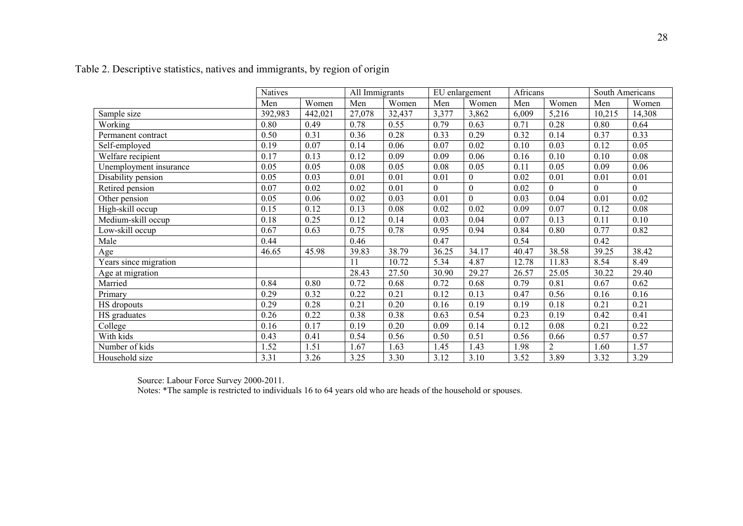Table 2. Descriptive statistics, natives and immigrants, by region of origin

| | Natives | | All Immigrants | | EU enlargement | | Africans | | South Americans | |
|---|---|---|---|---|---|---|---|---|---|---|
| | Men | Women | Men | Women | Men | Women | Men | Women | Men | Women |
| Sample size | 392,983 | 442,021 | 27,078 | 32,437 | 3,377 | 3,862 | 6,009 | 5,216 | 10,215 | 14,308 |
| Working | 0.80 | 0.49 | 0.78 | 0.55 | 0.79 | 0.63 | 0.71 | 0.28 | 0.80 | 0.64 |
| Permanent contract | 0.50 | 0.31 | 0.36 | 0.28 | 0.33 | 0.29 | 0.32 | 0.14 | 0.37 | 0.33 |
| Self-employed | 0.19 | 0.07 | 0.14 | 0.06 | 0.07 | 0.02 | 0.10 | 0.03 | 0.12 | 0.05 |
| Welfare recipient | 0.17 | 0.13 | 0.12 | 0.09 | 0.09 | 0.06 | 0.16 | 0.10 | 0.10 | 0.08 |
| Unemployment insurance | 0.05 | 0.05 | 0.08 | 0.05 | 0.08 | 0.05 | 0.11 | 0.05 | 0.09 | 0.06 |
| Disability pension | 0.05 | 0.03 | 0.01 | 0.01 | 0.01 | 0 | 0.02 | 0.01 | 0.01 | 0.01 |
| Retired pension | 0.07 | 0.02 | 0.02 | 0.01 | 0 | 0 | 0.02 | 0 | 0 | 0 |
| Other pension | 0.05 | 0.06 | 0.02 | 0.03 | 0.01 | 0 | 0.03 | 0.04 | 0.01 | 0.02 |
| High-skill occup | 0.15 | 0.12 | 0.13 | 0.08 | 0.02 | 0.02 | 0.09 | 0.07 | 0.12 | 0.08 |
| Medium-skill occup | 0.18 | 0.25 | 0.12 | 0.14 | 0.03 | 0.04 | 0.07 | 0.13 | 0.11 | 0.10 |
| Low-skill occup | 0.67 | 0.63 | 0.75 | 0.78 | 0.95 | 0.94 | 0.84 | 0.80 | 0.77 | 0.82 |
| Male | 0.44 | | 0.46 | | 0.47 | | 0.54 | | 0.42 | |
| Age | 46.65 | 45.98 | 39.83 | 38.79 | 36.25 | 34.17 | 40.47 | 38.58 | 39.25 | 38.42 |
| Years since migration | | | 11 | 10.72 | 5.34 | 4.87 | 12.78 | 11.83 | 8.54 | 8.49 |
| Age at migration | | | 28.43 | 27.50 | 30.90 | 29.27 | 26.57 | 25.05 | 30.22 | 29.40 |
| Married | 0.84 | 0.80 | 0.72 | 0.68 | 0.72 | 0.68 | 0.79 | 0.81 | 0.67 | 0.62 |
| Primary | 0.29 | 0.32 | 0.22 | 0.21 | 0.12 | 0.13 | 0.47 | 0.56 | 0.16 | 0.16 |
| HS dropouts | 0.29 | 0.28 | 0.21 | 0.20 | 0.16 | 0.19 | 0.19 | 0.18 | 0.21 | 0.21 |
| HS graduates | 0.26 | 0.22 | 0.38 | 0.38 | 0.63 | 0.54 | 0.23 | 0.19 | 0.42 | 0.41 |
| College | 0.16 | 0.17 | 0.19 | 0.20 | 0.09 | 0.14 | 0.12 | 0.08 | 0.21 | 0.22 |
| With kids | 0.43 | 0.41 | 0.54 | 0.56 | 0.50 | 0.51 | 0.56 | 0.66 | 0.57 | 0.57 |
| Number of kids | 1.52 | 1.51 | 1.67 | 1.63 | 1.45 | 1.43 | 1.98 | 2 | 1.60 | 1.57 |
| Household size | 3.31 | 3.26 | 3.25 | 3.30 | 3.12 | 3.10 | 3.52 | 3.89 | 3.32 | 3.29 |

Source: Labour Force Survey 2000-2011.

Notes: *The sample is restricted to individuals 16 to 64 years old who are heads of the household or spouses.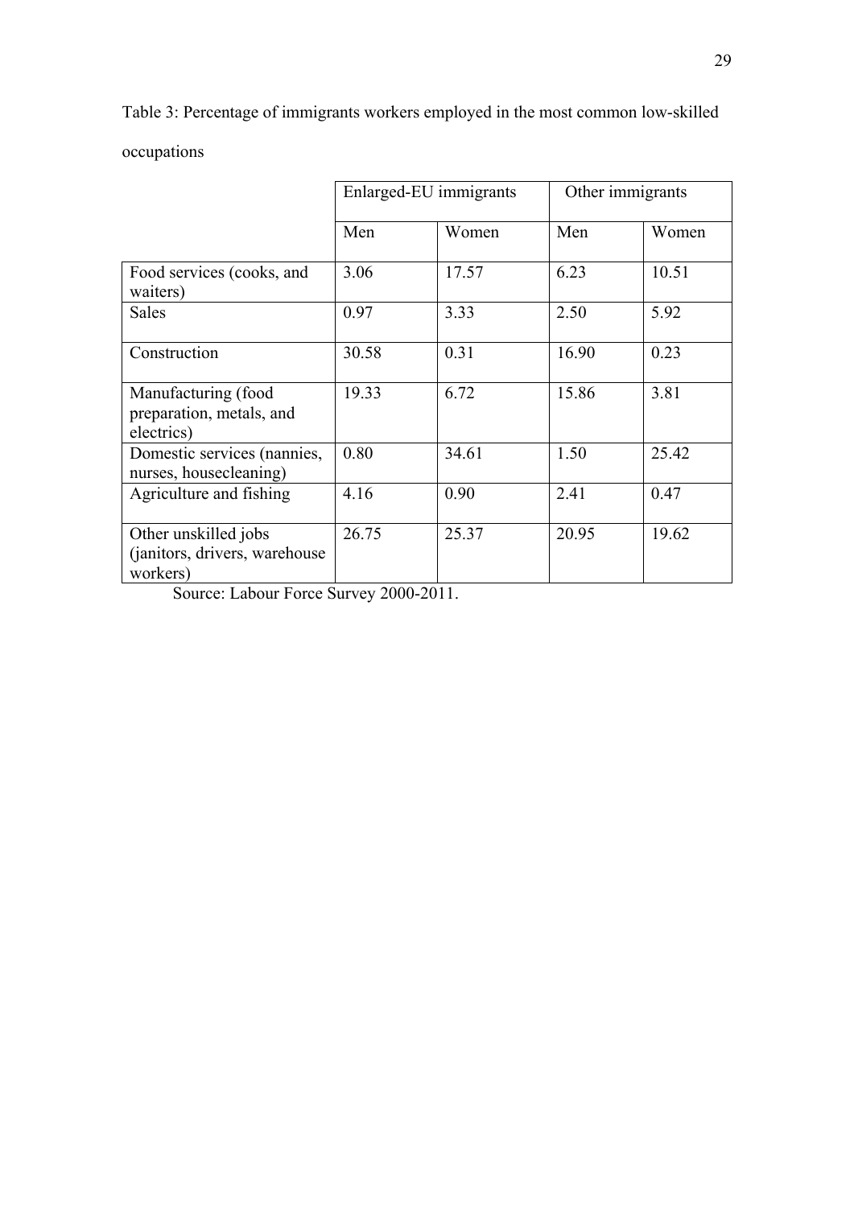Table 3: Percentage of immigrants workers employed in the most common low-skilled occupations

| | Enlarged-EU immigrants | | Other immigrants | |
|---|---|---|---|---|
| | Men | Women | Men | Women |
| Food services (cooks, and waiters) | 3.06 | 17.57 | 6.23 | 10.51 |
| Sales | 0.97 | 3.33 | 2.50 | 5.92 |
| Construction | 30.58 | 0.31 | 16.90 | 0.23 |
| Manufacturing (food preparation, metals, and electrics) | 19.33 | 6.72 | 15.86 | 3.81 |
| Domestic services (nannies, nurses, housecleaning) | 0.80 | 34.61 | 1.50 | 25.42 |
| Agriculture and fishing | 4.16 | 0.90 | 2.41 | 0.47 |
| Other unskilled jobs (janitors, drivers, warehouse workers) | 26.75 | 25.37 | 20.95 | 19.62 |

Source: Labour Force Survey 2000-2011.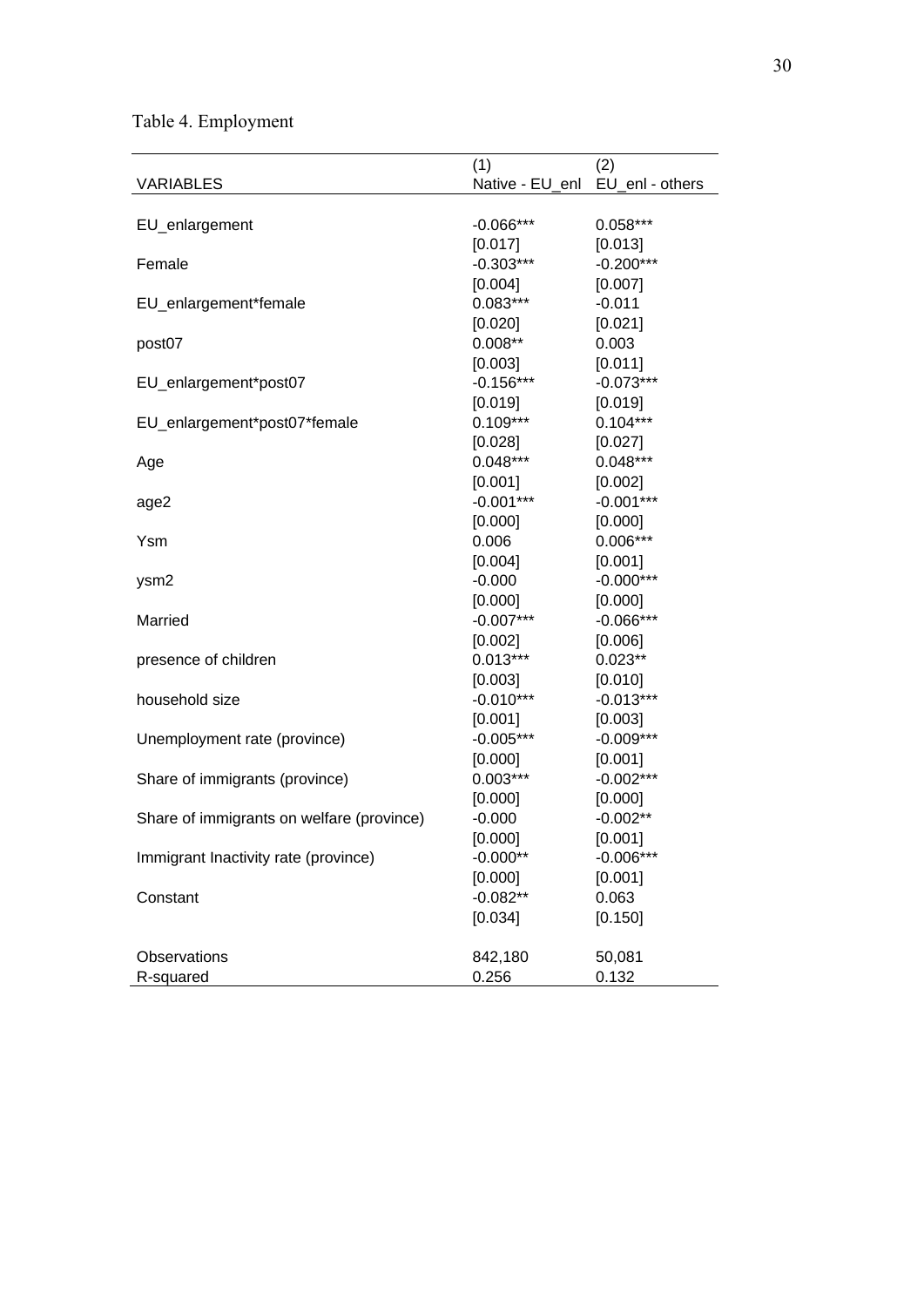Table 4. Employment

| VARIABLES | (1)<br>Native - EU_enl | (2)<br>EU_enl - others |
|---|---|---|
| EU_enlargement | -0.066*** | 0.058*** |
| | [0.017] | [0.013] |
| Female | -0.303*** | -0.200*** |
| | [0.004] | [0.007] |
| EU_enlargement*female | 0.083*** | -0.011 |
| | [0.020] | [0.021] |
| post07 | 0.008** | 0.003 |
| | [0.003] | [0.011] |
| EU_enlargement*post07 | -0.156*** | -0.073*** |
| | [0.019] | [0.019] |
| EU_enlargement*post07*female | 0.109*** | 0.104*** |
| | [0.028] | [0.027] |
| Age | 0.048*** | 0.048*** |
| | [0.001] | [0.002] |
| age2 | -0.001*** | -0.001*** |
| | [0.000] | [0.000] |
| Ysm | 0.006 | 0.006*** |
| | [0.004] | [0.001] |
| ysm2 | -0.000 | -0.000*** |
| | [0.000] | [0.000] |
| Married | -0.007*** | -0.066*** |
| | [0.002] | [0.006] |
| presence of children | 0.013*** | 0.023** |
| | [0.003] | [0.010] |
| household size | -0.010*** | -0.013*** |
| | [0.001] | [0.003] |
| Unemployment rate (province) | -0.005*** | -0.009*** |
| | [0.000] | [0.001] |
| Share of immigrants (province) | 0.003*** | -0.002*** |
| | [0.000] | [0.000] |
| Share of immigrants on welfare (province) | -0.000 | -0.002** |
| | [0.000] | [0.001] |
| Immigrant Inactivity rate (province) | -0.000** | -0.006*** |
| | [0.000] | [0.001] |
| Constant | -0.082** | 0.063 |
| | [0.034] | [0.150] |
| Observations | 842,180 | 50,081 |
| R-squared | 0.256 | 0.132 |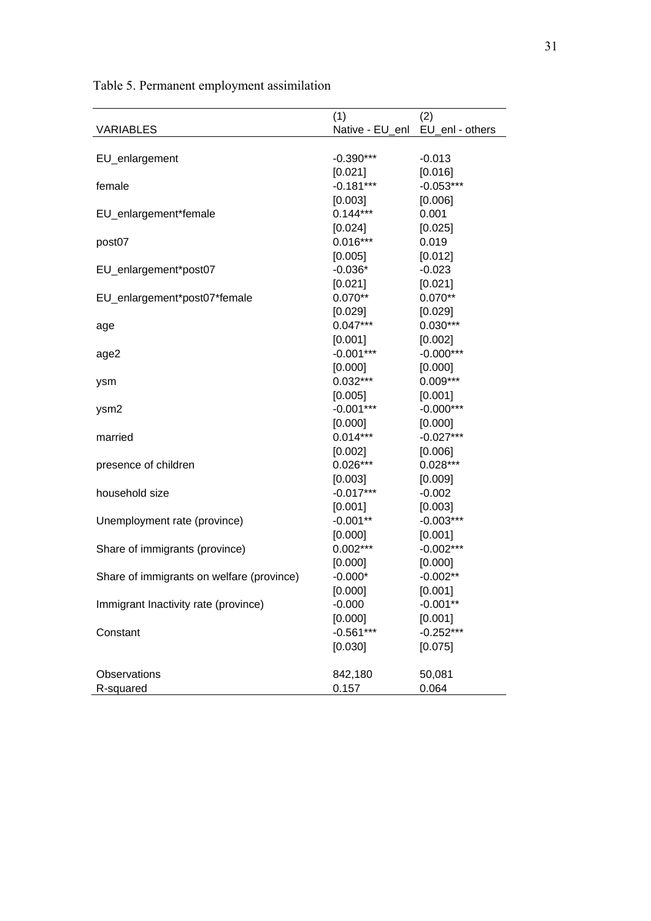Table 5. Permanent employment assimilation

| VARIABLES | (1)<br>Native - EU_enl | (2)<br>EU_enl - others |
|---|---|---|
| EU_enlargement | -0.390*** | -0.013 |
| | [0.021] | [0.016] |
| female | -0.181*** | -0.053*** |
| | [0.003] | [0.006] |
| EU_enlargement*female | 0.144*** | 0.001 |
| | [0.024] | [0.025] |
| post07 | 0.016*** | 0.019 |
| | [0.005] | [0.012] |
| EU_enlargement*post07 | -0.036* | -0.023 |
| | [0.021] | [0.021] |
| EU_enlargement*post07*female | 0.070** | 0.070** |
| | [0.029] | [0.029] |
| age | 0.047*** | 0.030*** |
| | [0.001] | [0.002] |
| age2 | -0.001*** | -0.000*** |
| | [0.000] | [0.000] |
| ysm | 0.032*** | 0.009*** |
| | [0.005] | [0.001] |
| ysm2 | -0.001*** | -0.000*** |
| | [0.000] | [0.000] |
| married | 0.014*** | -0.027*** |
| | [0.002] | [0.006] |
| presence of children | 0.026*** | 0.028*** |
| | [0.003] | [0.009] |
| household size | -0.017*** | -0.002 |
| | [0.001] | [0.003] |
| Unemployment rate (province) | -0.001** | -0.003*** |
| | [0.000] | [0.001] |
| Share of immigrants (province) | 0.002*** | -0.002*** |
| | [0.000] | [0.000] |
| Share of immigrants on welfare (province) | -0.000* | -0.002** |
| | [0.000] | [0.001] |
| Immigrant Inactivity rate (province) | -0.000 | -0.001** |
| | [0.000] | [0.001] |
| Constant | -0.561*** | -0.252*** |
| | [0.030] | [0.075] |
| Observations | 842,180 | 50,081 |
| R-squared | 0.157 | 0.064 |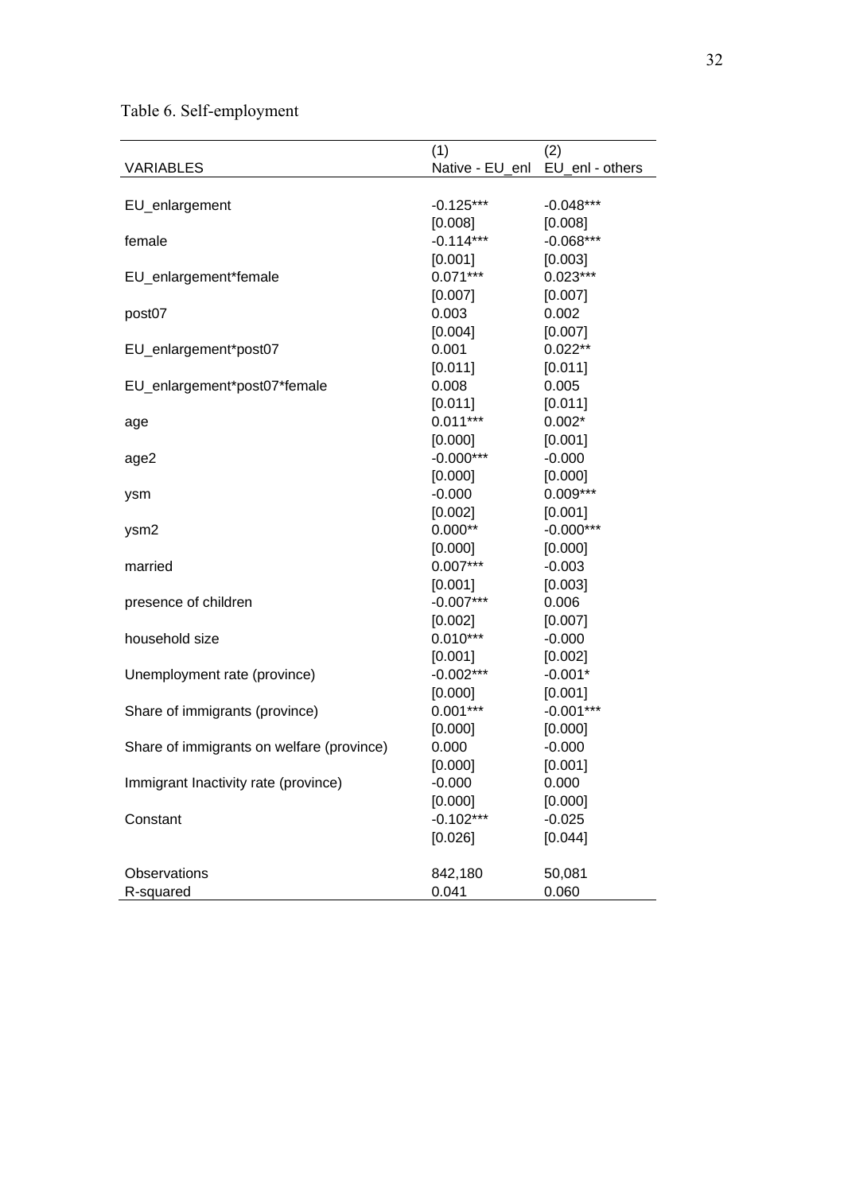Table 6. Self-employment

| VARIABLES | (1)<br>Native - EU_enl | (2)<br>EU_enl - others |
|---|---|---|
| EU_enlargement | -0.125*** | -0.048*** |
| | [0.008] | [0.008] |
| female | -0.114*** | -0.068*** |
| | [0.001] | [0.003] |
| EU_enlargement*female | 0.071*** | 0.023*** |
| | [0.007] | [0.007] |
| post07 | 0.003 | 0.002 |
| | [0.004] | [0.007] |
| EU_enlargement*post07 | 0.001 | 0.022** |
| | [0.011] | [0.011] |
| EU_enlargement*post07*female | 0.008 | 0.005 |
| | [0.011] | [0.011] |
| age | 0.011*** | 0.002* |
| | [0.000] | [0.001] |
| age2 | -0.000*** | -0.000 |
| | [0.000] | [0.000] |
| ysm | -0.000 | 0.009*** |
| | [0.002] | [0.001] |
| ysm2 | 0.000** | -0.000*** |
| | [0.000] | [0.000] |
| married | 0.007*** | -0.003 |
| | [0.001] | [0.003] |
| presence of children | -0.007*** | 0.006 |
| | [0.002] | [0.007] |
| household size | 0.010*** | -0.000 |
| | [0.001] | [0.002] |
| Unemployment rate (province) | -0.002*** | -0.001* |
| | [0.000] | [0.001] |
| Share of immigrants (province) | 0.001*** | -0.001*** |
| | [0.000] | [0.000] |
| Share of immigrants on welfare (province) | 0.000 | -0.000 |
| | [0.000] | [0.001] |
| Immigrant Inactivity rate (province) | -0.000 | 0.000 |
| | [0.000] | [0.000] |
| Constant | -0.102*** | -0.025 |
| | [0.026] | [0.044] |
| Observations | 842,180 | 50,081 |
| R-squared | 0.041 | 0.060 |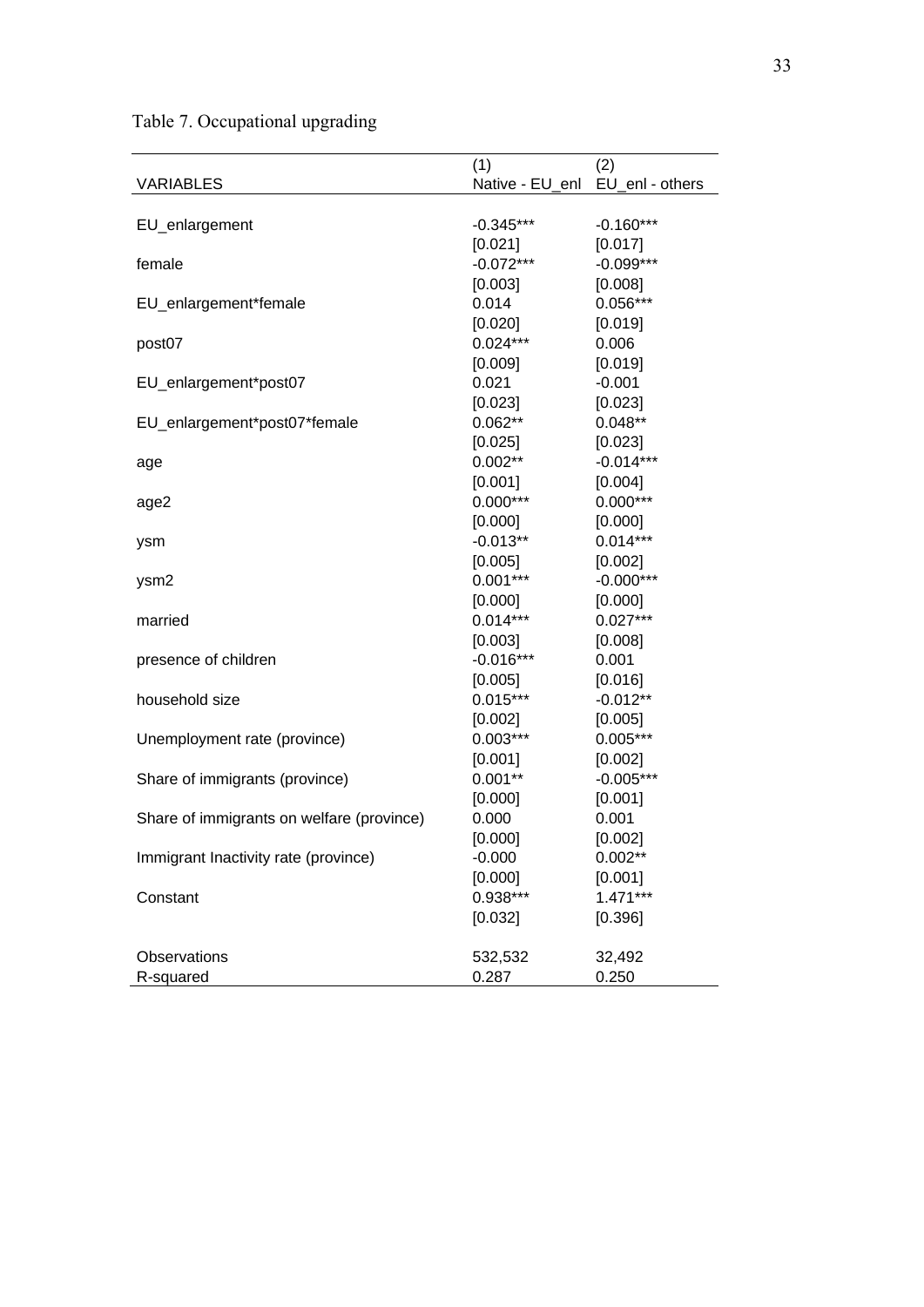Table 7. Occupational upgrading

| VARIABLES | (1)<br>Native - EU_enl | (2)<br>EU_enl - others |
|---|---|---|
| EU_enlargement | -0.345*** | -0.160*** |
| | [0.021] | [0.017] |
| female | -0.072*** | -0.099*** |
| | [0.003] | [0.008] |
| EU_enlargement*female | 0.014 | 0.056*** |
| | [0.020] | [0.019] |
| post07 | 0.024*** | 0.006 |
| | [0.009] | [0.019] |
| EU_enlargement*post07 | 0.021 | -0.001 |
| | [0.023] | [0.023] |
| EU_enlargement*post07*female | 0.062** | 0.048** |
| | [0.025] | [0.023] |
| age | 0.002** | -0.014*** |
| | [0.001] | [0.004] |
| age2 | 0.000*** | 0.000*** |
| | [0.000] | [0.000] |
| ysm | -0.013** | 0.014*** |
| | [0.005] | [0.002] |
| ysm2 | 0.001*** | -0.000*** |
| | [0.000] | [0.000] |
| married | 0.014*** | 0.027*** |
| | [0.003] | [0.008] |
| presence of children | -0.016*** | 0.001 |
| | [0.005] | [0.016] |
| household size | 0.015*** | -0.012** |
| | [0.002] | [0.005] |
| Unemployment rate (province) | 0.003*** | 0.005*** |
| | [0.001] | [0.002] |
| Share of immigrants (province) | 0.001** | -0.005*** |
| | [0.000] | [0.001] |
| Share of immigrants on welfare (province) | 0.000 | 0.001 |
| | [0.000] | [0.002] |
| Immigrant Inactivity rate (province) | -0.000 | 0.002** |
| | [0.000] | [0.001] |
| Constant | 0.938*** | 1.471*** |
| | [0.032] | [0.396] |
| Observations | 532,532 | 32,492 |
| R-squared | 0.287 | 0.250 |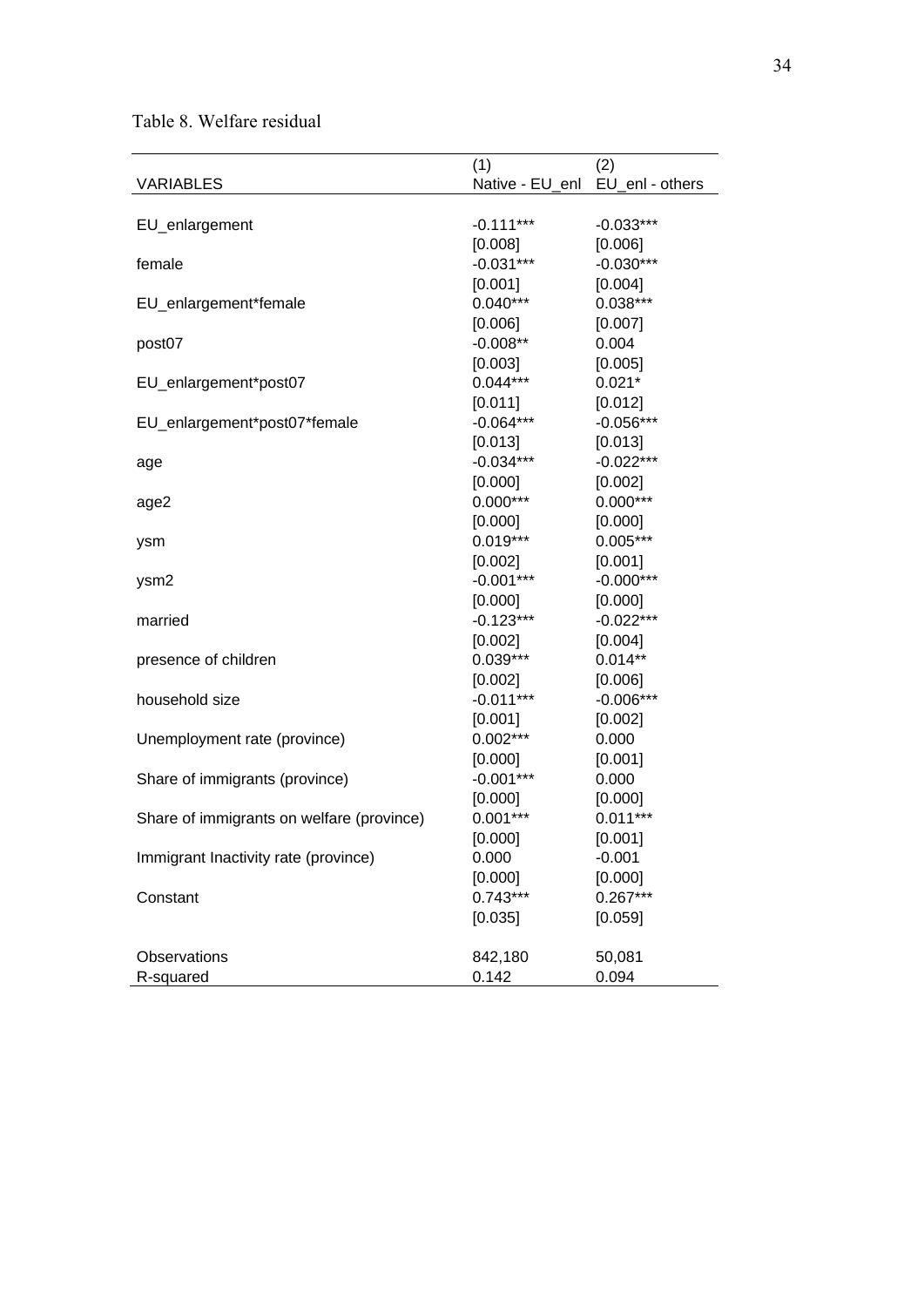Table 8. Welfare residual

| VARIABLES | (1)<br>Native - EU_enl | (2)<br>EU_enl - others |
|---|---|---|
| EU_enlargement | -0.111*** | -0.033*** |
| | [0.008] | [0.006] |
| female | -0.031*** | -0.030*** |
| | [0.001] | [0.004] |
| EU_enlargement*female | 0.040*** | 0.038*** |
| | [0.006] | [0.007] |
| post07 | -0.008** | 0.004 |
| | [0.003] | [0.005] |
| EU_enlargement*post07 | 0.044*** | 0.021* |
| | [0.011] | [0.012] |
| EU_enlargement*post07*female | -0.064*** | -0.056*** |
| | [0.013] | [0.013] |
| age | -0.034*** | -0.022*** |
| | [0.000] | [0.002] |
| age2 | 0.000*** | 0.000*** |
| | [0.000] | [0.000] |
| ysm | 0.019*** | 0.005*** |
| | [0.002] | [0.001] |
| ysm2 | -0.001*** | -0.000*** |
| | [0.000] | [0.000] |
| married | -0.123*** | -0.022*** |
| | [0.002] | [0.004] |
| presence of children | 0.039*** | 0.014** |
| | [0.002] | [0.006] |
| household size | -0.011*** | -0.006*** |
| | [0.001] | [0.002] |
| Unemployment rate (province) | 0.002*** | 0.000 |
| | [0.000] | [0.001] |
| Share of immigrants (province) | -0.001*** | 0.000 |
| | [0.000] | [0.000] |
| Share of immigrants on welfare (province) | 0.001*** | 0.011*** |
| | [0.000] | [0.001] |
| Immigrant Inactivity rate (province) | 0.000 | -0.001 |
| | [0.000] | [0.000] |
| Constant | 0.743*** | 0.267*** |
| | [0.035] | [0.059] |
| Observations | 842,180 | 50,081 |
| R-squared | 0.142 | 0.094 |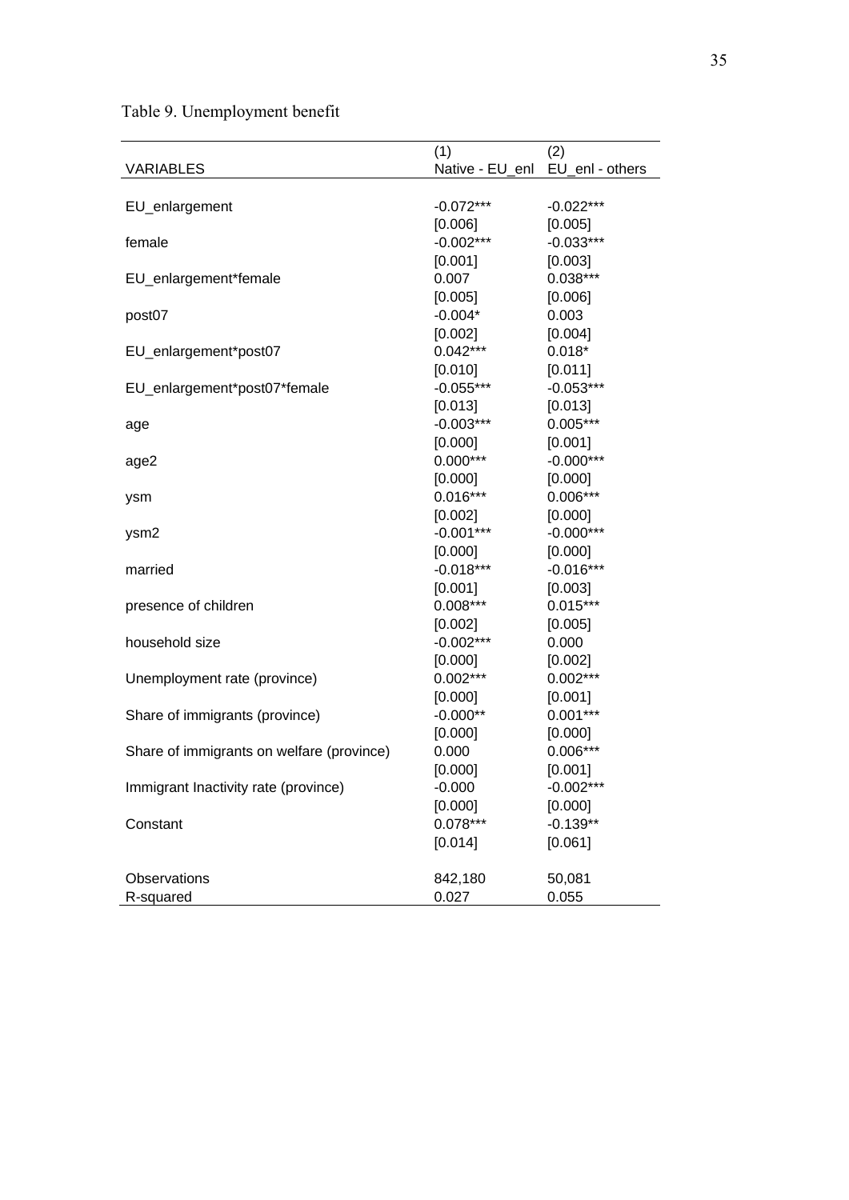Table 9. Unemployment benefit

| VARIABLES | (1)<br>Native - EU_enl | (2)<br>EU_enl - others |
|---|---|---|
| EU_enlargement | -0.072*** | -0.022*** |
| | [0.006] | [0.005] |
| female | -0.002*** | -0.033*** |
| | [0.001] | [0.003] |
| EU_enlargement*female | 0.007 | 0.038*** |
| | [0.005] | [0.006] |
| post07 | -0.004* | 0.003 |
| | [0.002] | [0.004] |
| EU_enlargement*post07 | 0.042*** | 0.018* |
| | [0.010] | [0.011] |
| EU_enlargement*post07*female | -0.055*** | -0.053*** |
| | [0.013] | [0.013] |
| age | -0.003*** | 0.005*** |
| | [0.000] | [0.001] |
| age2 | 0.000*** | -0.000*** |
| | [0.000] | [0.000] |
| ysm | 0.016*** | 0.006*** |
| | [0.002] | [0.000] |
| ysm2 | -0.001*** | -0.000*** |
| | [0.000] | [0.000] |
| married | -0.018*** | -0.016*** |
| | [0.001] | [0.003] |
| presence of children | 0.008*** | 0.015*** |
| | [0.002] | [0.005] |
| household size | -0.002*** | 0.000 |
| | [0.000] | [0.002] |
| Unemployment rate (province) | 0.002*** | 0.002*** |
| | [0.000] | [0.001] |
| Share of immigrants (province) | -0.000** | 0.001*** |
| | [0.000] | [0.000] |
| Share of immigrants on welfare (province) | 0.000 | 0.006*** |
| | [0.000] | [0.001] |
| Immigrant Inactivity rate (province) | -0.000 | -0.002*** |
| | [0.000] | [0.000] |
| Constant | 0.078*** | -0.139** |
| | [0.014] | [0.061] |
| Observations | 842,180 | 50,081 |
| R-squared | 0.027 | 0.055 |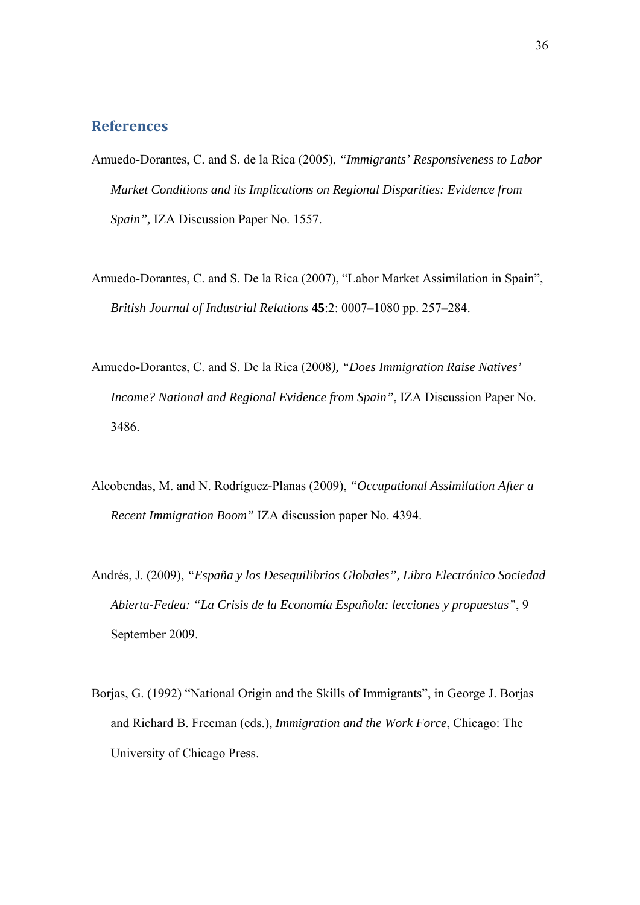## References

Amuedo-Dorantes, C. and S. de la Rica (2005), *"Immigrants' Responsiveness to Labor Market Conditions and its Implications on Regional Disparities: Evidence from Spain"*, IZA Discussion Paper No. 1557.

Amuedo-Dorantes, C. and S. De la Rica (2007), "Labor Market Assimilation in Spain", *British Journal of Industrial Relations* **45**:2: 0007–1080 pp. 257–284.

Amuedo-Dorantes, C. and S. De la Rica (2008*), "Does Immigration Raise Natives' Income? National and Regional Evidence from Spain"*, IZA Discussion Paper No. 3486.

Alcobendas, M. and N. Rodríguez-Planas (2009), *"Occupational Assimilation After a Recent Immigration Boom"* IZA discussion paper No. 4394.

Andrés, J. (2009), *"España y los Desequilibrios Globales", Libro Electrónico Sociedad Abierta-Fedea: "La Crisis de la Economía Española: lecciones y propuestas"*, 9 September 2009.

Borjas, G. (1992) "National Origin and the Skills of Immigrants", in George J. Borjas and Richard B. Freeman (eds.), *Immigration and the Work Force*, Chicago: The University of Chicago Press.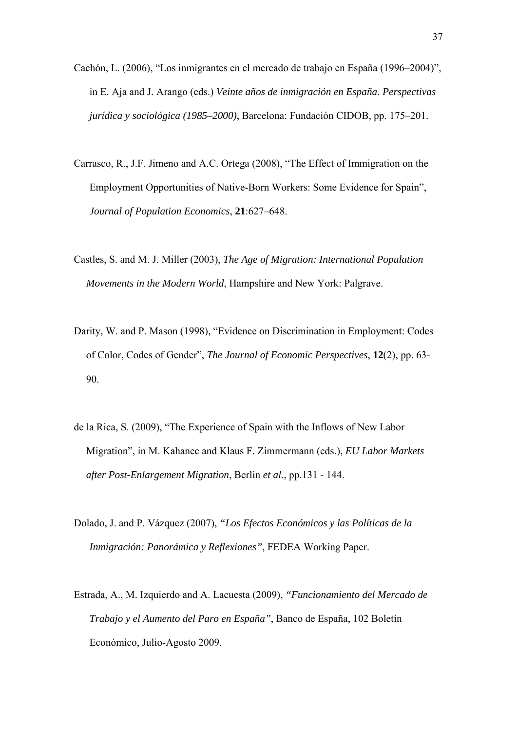Cachón, L. (2006), "Los inmigrantes en el mercado de trabajo en España (1996–2004)", in E. Aja and J. Arango (eds.) *Veinte años de inmigración en España. Perspectivas jurídica y sociológica (1985–2000)*, Barcelona: Fundación CIDOB, pp. 175–201.

Carrasco, R., J.F. Jimeno and A.C. Ortega (2008), "The Effect of Immigration on the Employment Opportunities of Native-Born Workers: Some Evidence for Spain", *Journal of Population Economics*, **21**:627–648.

Castles, S. and M. J. Miller (2003), *The Age of Migration: International Population Movements in the Modern World*, Hampshire and New York: Palgrave.

Darity, W. and P. Mason (1998), "Evidence on Discrimination in Employment: Codes of Color, Codes of Gender", *The Journal of Economic Perspectives*, **12**(2), pp. 63-90.

de la Rica, S. (2009), "The Experience of Spain with the Inflows of New Labor Migration", in M. Kahanec and Klaus F. Zimmermann (eds.), *EU Labor Markets after Post-Enlargement Migration*, Berlin *et al.*, pp.131 - 144.

Dolado, J. and P. Vázquez (2007), *"Los Efectos Económicos y las Políticas de la Inmigración: Panorámica y Reflexiones"*, FEDEA Working Paper.

Estrada, A., M. Izquierdo and A. Lacuesta (2009), *"Funcionamiento del Mercado de Trabajo y el Aumento del Paro en España"*, Banco de España, 102 Boletín Económico, Julio-Agosto 2009.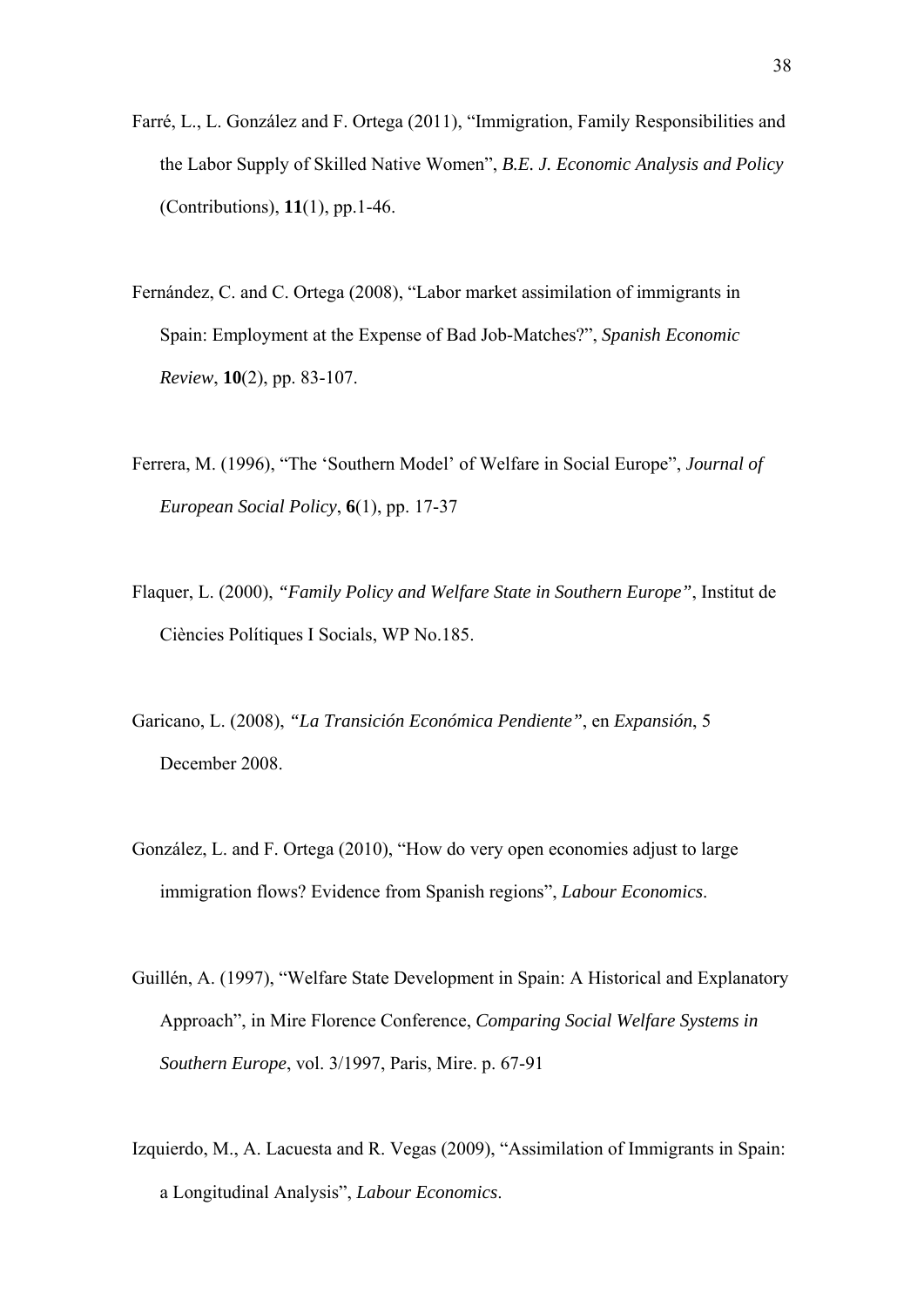Farré, L., L. González and F. Ortega (2011), "Immigration, Family Responsibilities and the Labor Supply of Skilled Native Women", *B.E. J. Economic Analysis and Policy* (Contributions), **11**(1), pp.1-46.

Fernández, C. and C. Ortega (2008), "Labor market assimilation of immigrants in Spain: Employment at the Expense of Bad Job-Matches?", *Spanish Economic Review*, **10**(2), pp. 83-107.

Ferrera, M. (1996), "The 'Southern Model' of Welfare in Social Europe", *Journal of European Social Policy*, **6**(1), pp. 17-37

Flaquer, L. (2000), *"Family Policy and Welfare State in Southern Europe"*, Institut de Ciències Polítiques I Socials, WP No.185.

Garicano, L. (2008), *"La Transición Económica Pendiente"*, en *Expansión*, 5 December 2008.

González, L. and F. Ortega (2010), "How do very open economies adjust to large immigration flows? Evidence from Spanish regions", *Labour Economics*.

Guillén, A. (1997), "Welfare State Development in Spain: A Historical and Explanatory Approach", in Mire Florence Conference, *Comparing Social Welfare Systems in Southern Europe*, vol. 3/1997, Paris, Mire. p. 67-91

Izquierdo, M., A. Lacuesta and R. Vegas (2009), "Assimilation of Immigrants in Spain: a Longitudinal Analysis", *Labour Economics*.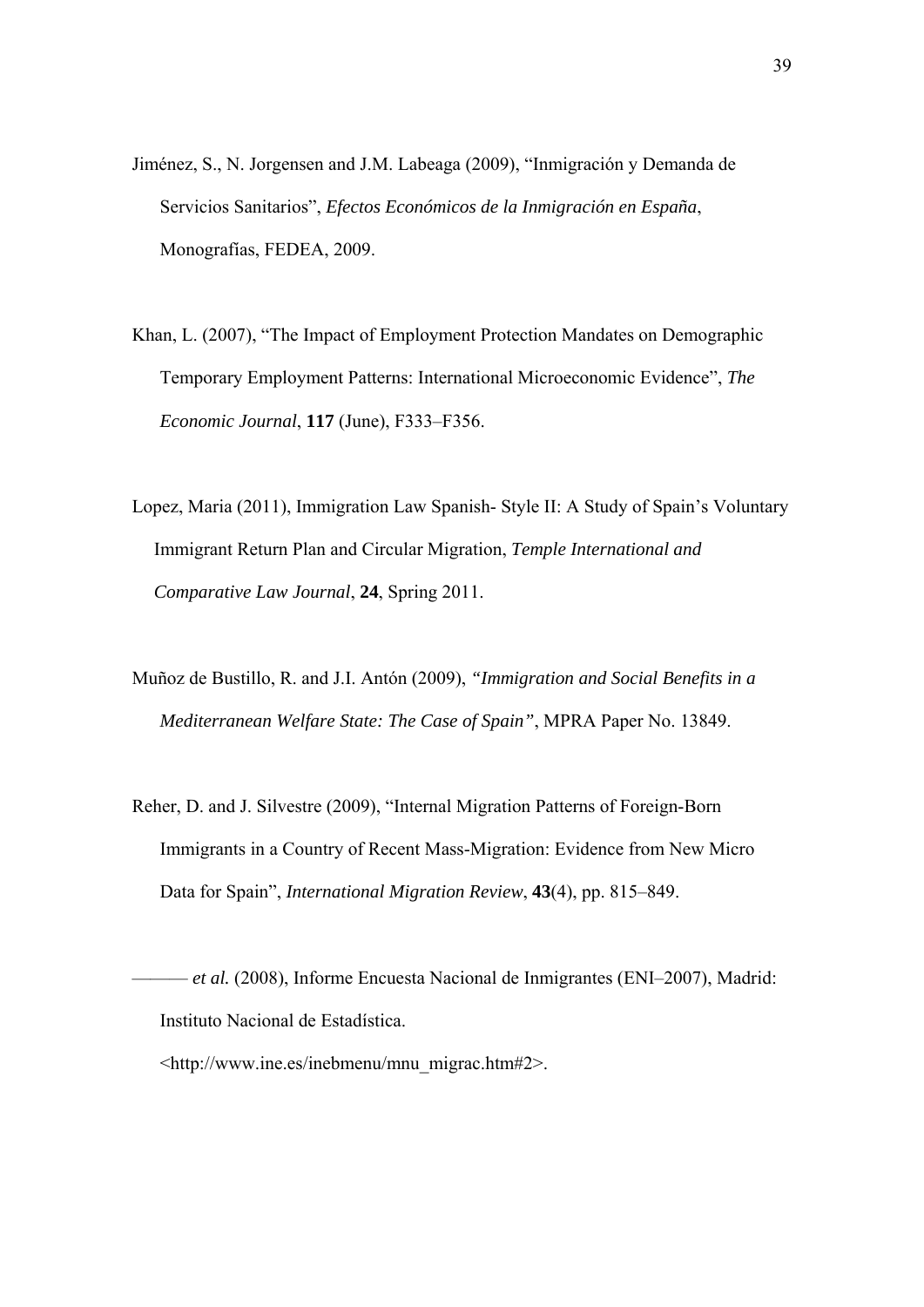Jiménez, S., N. Jorgensen and J.M. Labeaga (2009), "Inmigración y Demanda de Servicios Sanitarios", *Efectos Económicos de la Inmigración en España*, Monografías, FEDEA, 2009.

Khan, L. (2007), "The Impact of Employment Protection Mandates on Demographic Temporary Employment Patterns: International Microeconomic Evidence", *The Economic Journal*, **117** (June), F333–F356.

Lopez, Maria (2011), Immigration Law Spanish- Style II: A Study of Spain's Voluntary Immigrant Return Plan and Circular Migration, *Temple International and Comparative Law Journal*, **24**, Spring 2011.

Muñoz de Bustillo, R. and J.I. Antón (2009), *"Immigration and Social Benefits in a Mediterranean Welfare State: The Case of Spain"*, MPRA Paper No. 13849.

Reher, D. and J. Silvestre (2009), "Internal Migration Patterns of Foreign-Born Immigrants in a Country of Recent Mass-Migration: Evidence from New Micro Data for Spain", *International Migration Review*, **43**(4), pp. 815–849.

——— *et al.* (2008), Informe Encuesta Nacional de Inmigrantes (ENI–2007), Madrid: Instituto Nacional de Estadística. <http://www.ine.es/inebmenu/mnu_migrac.htm#2>.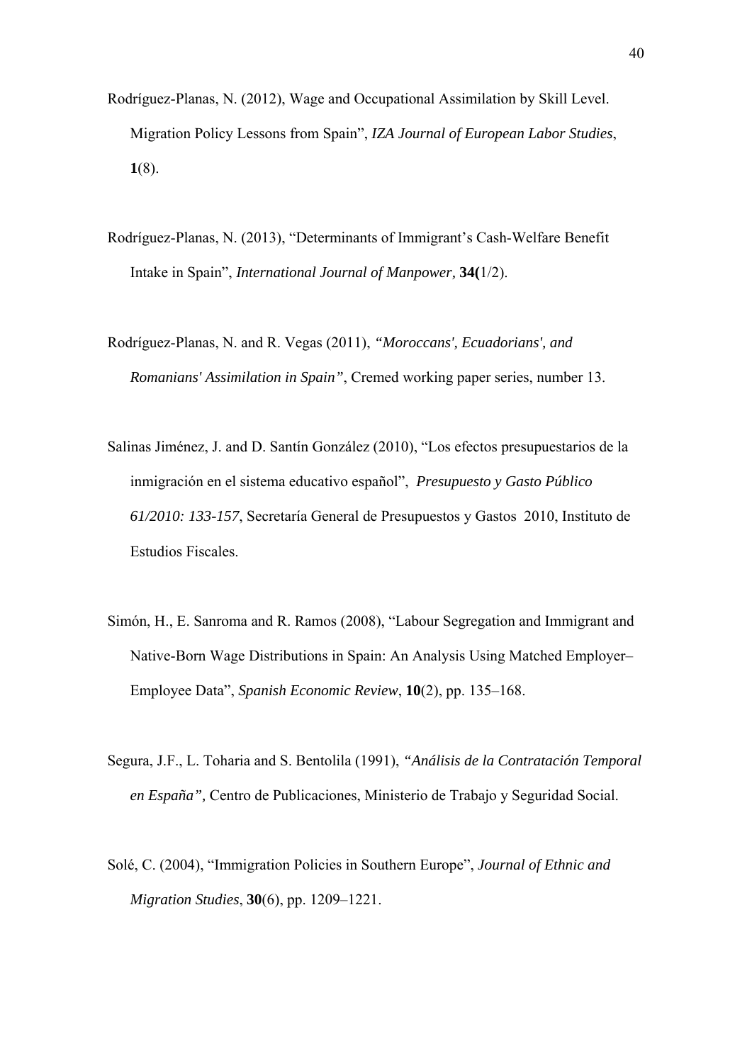Rodríguez-Planas, N. (2012), Wage and Occupational Assimilation by Skill Level. Migration Policy Lessons from Spain", *IZA Journal of European Labor Studies*, **1**(8).

Rodríguez-Planas, N. (2013), "Determinants of Immigrant's Cash-Welfare Benefit Intake in Spain", *International Journal of Manpower,* **34(**1/2).

Rodríguez-Planas, N. and R. Vegas (2011), *"Moroccans', Ecuadorians', and Romanians' Assimilation in Spain"*, Cremed working paper series, number 13.

Salinas Jiménez, J. and D. Santín González (2010), "Los efectos presupuestarios de la inmigración en el sistema educativo español", *Presupuesto y Gasto Público 61/2010: 133-157*, Secretaría General de Presupuestos y Gastos 2010, Instituto de Estudios Fiscales.

Simón, H., E. Sanroma and R. Ramos (2008), "Labour Segregation and Immigrant and Native-Born Wage Distributions in Spain: An Analysis Using Matched Employer–Employee Data", *Spanish Economic Review*, **10**(2), pp. 135–168.

Segura, J.F., L. Toharia and S. Bentolila (1991), *"Análisis de la Contratación Temporal en España",* Centro de Publicaciones, Ministerio de Trabajo y Seguridad Social.

Solé, C. (2004), "Immigration Policies in Southern Europe", *Journal of Ethnic and Migration Studies*, **30**(6), pp. 1209–1221.